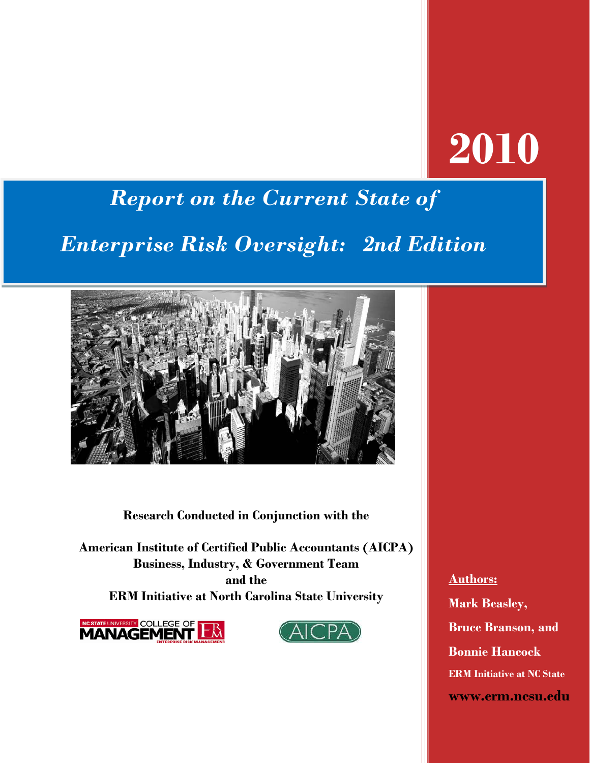# 2010

## *Report on the Current State of Enterprise Risk Oversight: 2nd Edition*

**Research Conducted in Conjunction with the**

**American Institute of Certified Public Accountants (AICPA)**
**Business, Industry, & Government Team**
**and the**
**ERM Initiative at North Carolina State University**

**Authors:**

**Mark Beasley,**

**Bruce Branson, and**

**Bonnie Hancock**

**ERM Initiative at NC State**

**www.erm.ncsu.edu**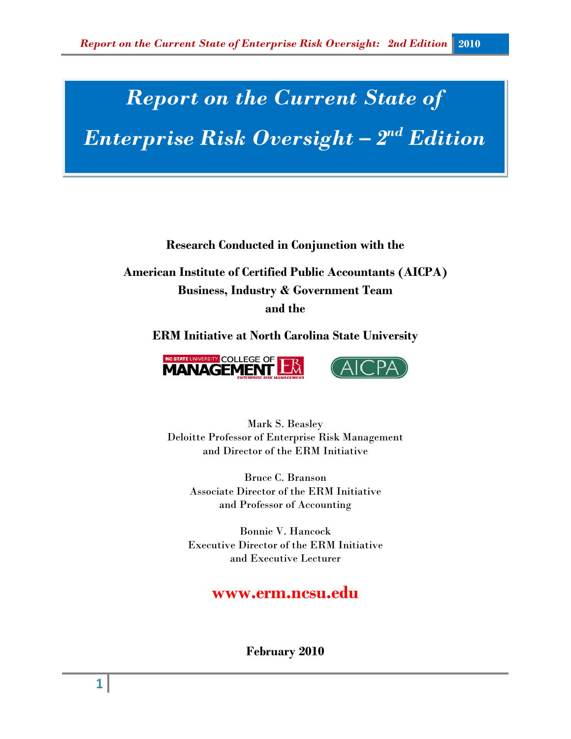# Report on the Current State of Enterprise Risk Oversight – 2nd Edition

**Research Conducted in Conjunction with the**

**American Institute of Certified Public Accountants (AICPA)**
**Business, Industry & Government Team**
**and the**

**ERM Initiative at North Carolina State University**

Mark S. Beasley
Deloitte Professor of Enterprise Risk Management
and Director of the ERM Initiative

Bruce C. Branson
Associate Director of the ERM Initiative
and Professor of Accounting

Bonnie V. Hancock
Executive Director of the ERM Initiative
and Executive Lecturer

**www.erm.ncsu.edu**

**February 2010**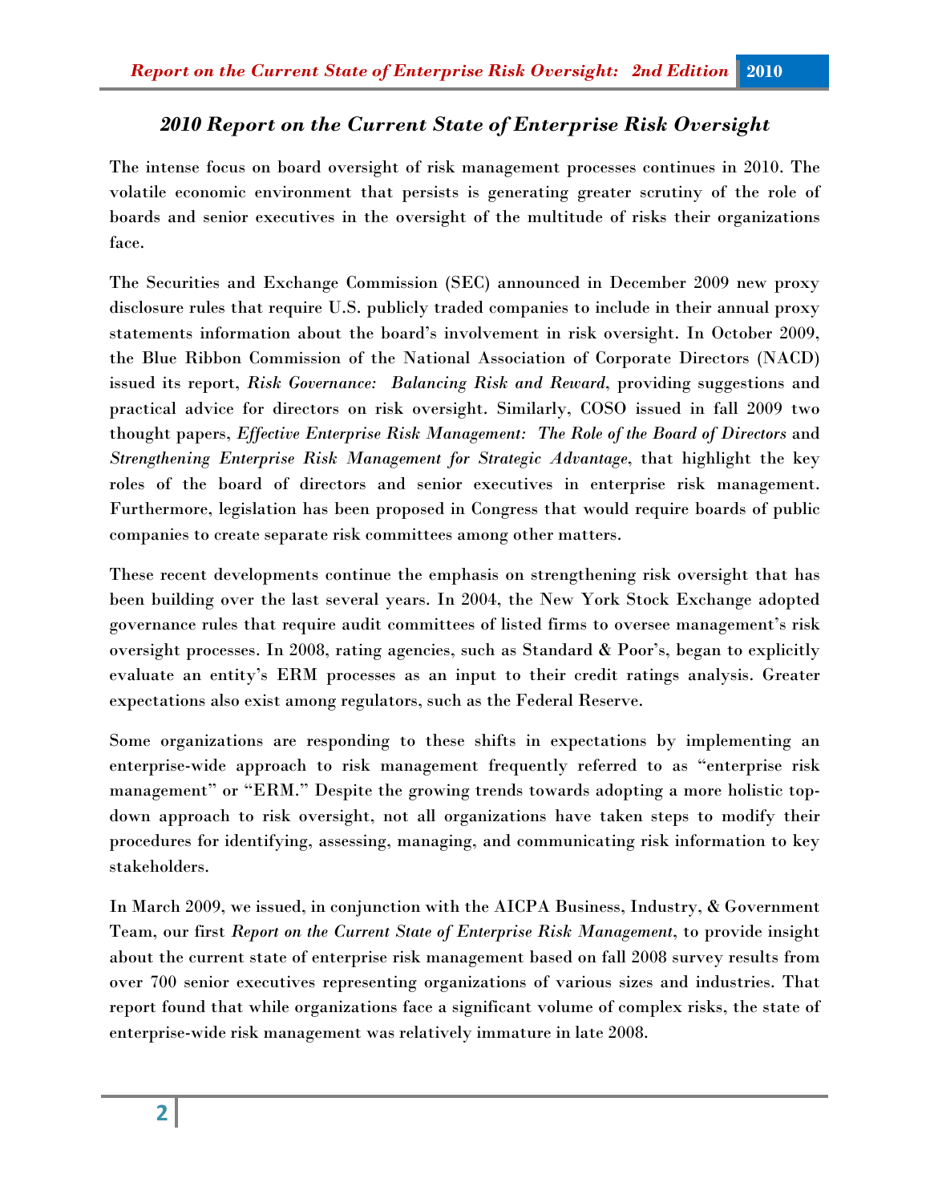## *2010 Report on the Current State of Enterprise Risk Oversight*

The intense focus on board oversight of risk management processes continues in 2010. The volatile economic environment that persists is generating greater scrutiny of the role of boards and senior executives in the oversight of the multitude of risks their organizations face.

The Securities and Exchange Commission (SEC) announced in December 2009 new proxy disclosure rules that require U.S. publicly traded companies to include in their annual proxy statements information about the board's involvement in risk oversight. In October 2009, the Blue Ribbon Commission of the National Association of Corporate Directors (NACD) issued its report, *Risk Governance: Balancing Risk and Reward*, providing suggestions and practical advice for directors on risk oversight. Similarly, COSO issued in fall 2009 two thought papers, *Effective Enterprise Risk Management: The Role of the Board of Directors* and *Strengthening Enterprise Risk Management for Strategic Advantage*, that highlight the key roles of the board of directors and senior executives in enterprise risk management. Furthermore, legislation has been proposed in Congress that would require boards of public companies to create separate risk committees among other matters.

These recent developments continue the emphasis on strengthening risk oversight that has been building over the last several years. In 2004, the New York Stock Exchange adopted governance rules that require audit committees of listed firms to oversee management's risk oversight processes. In 2008, rating agencies, such as Standard & Poor's, began to explicitly evaluate an entity's ERM processes as an input to their credit ratings analysis. Greater expectations also exist among regulators, such as the Federal Reserve.

Some organizations are responding to these shifts in expectations by implementing an enterprise-wide approach to risk management frequently referred to as "enterprise risk management" or "ERM." Despite the growing trends towards adopting a more holistic top-down approach to risk oversight, not all organizations have taken steps to modify their procedures for identifying, assessing, managing, and communicating risk information to key stakeholders.

In March 2009, we issued, in conjunction with the AICPA Business, Industry, & Government Team, our first *Report on the Current State of Enterprise Risk Management*, to provide insight about the current state of enterprise risk management based on fall 2008 survey results from over 700 senior executives representing organizations of various sizes and industries. That report found that while organizations face a significant volume of complex risks, the state of enterprise-wide risk management was relatively immature in late 2008.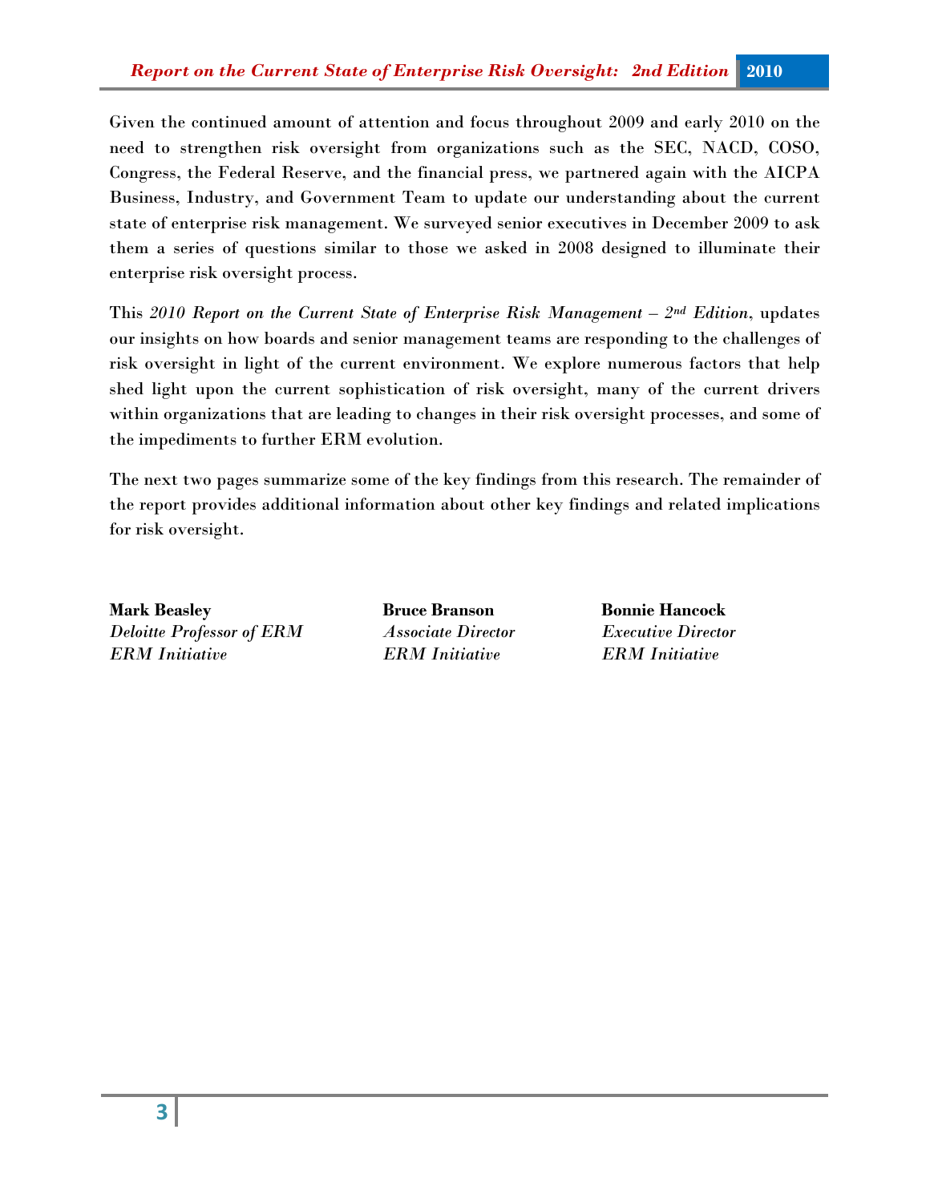Given the continued amount of attention and focus throughout 2009 and early 2010 on the need to strengthen risk oversight from organizations such as the SEC, NACD, COSO, Congress, the Federal Reserve, and the financial press, we partnered again with the AICPA Business, Industry, and Government Team to update our understanding about the current state of enterprise risk management. We surveyed senior executives in December 2009 to ask them a series of questions similar to those we asked in 2008 designed to illuminate their enterprise risk oversight process.

This *2010 Report on the Current State of Enterprise Risk Management – 2nd Edition*, updates our insights on how boards and senior management teams are responding to the challenges of risk oversight in light of the current environment. We explore numerous factors that help shed light upon the current sophistication of risk oversight, many of the current drivers within organizations that are leading to changes in their risk oversight processes, and some of the impediments to further ERM evolution.

The next two pages summarize some of the key findings from this research. The remainder of the report provides additional information about other key findings and related implications for risk oversight.

**Mark Beasley**
*Deloitte Professor of ERM*
*ERM Initiative*

**Bruce Branson**
*Associate Director*
*ERM Initiative*

**Bonnie Hancock**
*Executive Director*
*ERM Initiative*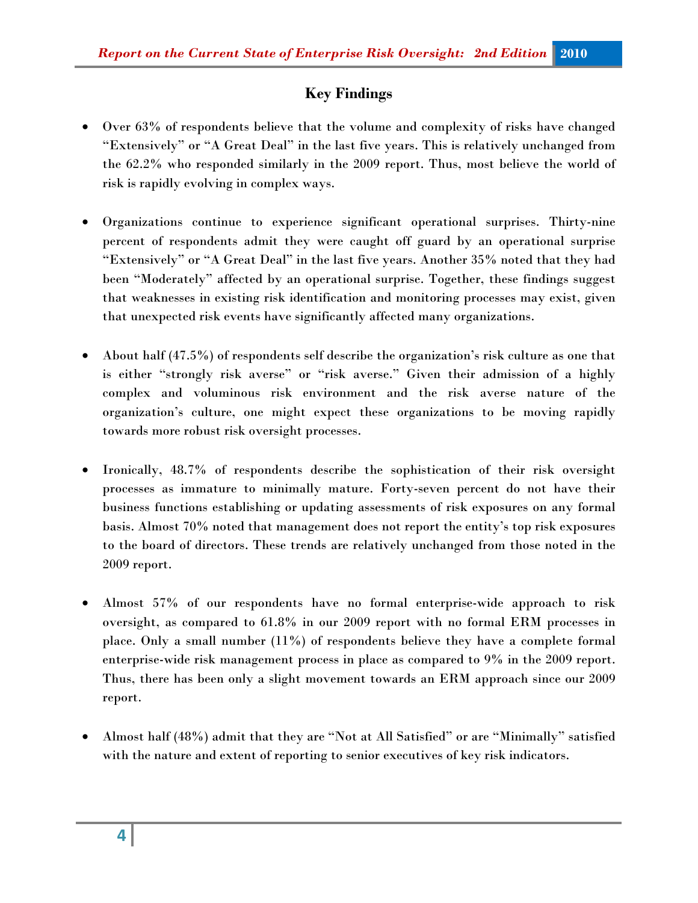## Key Findings

- Over 63% of respondents believe that the volume and complexity of risks have changed "Extensively" or "A Great Deal" in the last five years. This is relatively unchanged from the 62.2% who responded similarly in the 2009 report. Thus, most believe the world of risk is rapidly evolving in complex ways.

- Organizations continue to experience significant operational surprises. Thirty-nine percent of respondents admit they were caught off guard by an operational surprise "Extensively" or "A Great Deal" in the last five years. Another 35% noted that they had been "Moderately" affected by an operational surprise. Together, these findings suggest that weaknesses in existing risk identification and monitoring processes may exist, given that unexpected risk events have significantly affected many organizations.

- About half (47.5%) of respondents self describe the organization's risk culture as one that is either "strongly risk averse" or "risk averse." Given their admission of a highly complex and voluminous risk environment and the risk averse nature of the organization's culture, one might expect these organizations to be moving rapidly towards more robust risk oversight processes.

- Ironically, 48.7% of respondents describe the sophistication of their risk oversight processes as immature to minimally mature. Forty-seven percent do not have their business functions establishing or updating assessments of risk exposures on any formal basis. Almost 70% noted that management does not report the entity's top risk exposures to the board of directors. These trends are relatively unchanged from those noted in the 2009 report.

- Almost 57% of our respondents have no formal enterprise-wide approach to risk oversight, as compared to 61.8% in our 2009 report with no formal ERM processes in place. Only a small number (11%) of respondents believe they have a complete formal enterprise-wide risk management process in place as compared to 9% in the 2009 report. Thus, there has been only a slight movement towards an ERM approach since our 2009 report.

- Almost half (48%) admit that they are "Not at All Satisfied" or are "Minimally" satisfied with the nature and extent of reporting to senior executives of key risk indicators.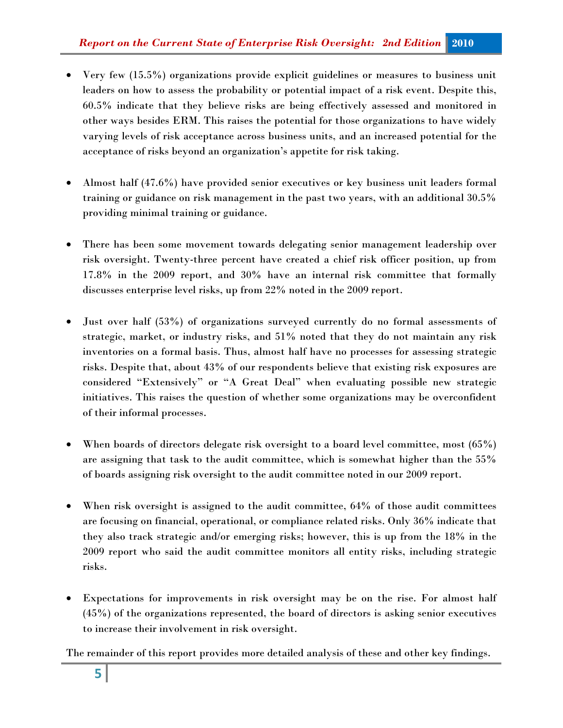- Very few (15.5%) organizations provide explicit guidelines or measures to business unit leaders on how to assess the probability or potential impact of a risk event. Despite this, 60.5% indicate that they believe risks are being effectively assessed and monitored in other ways besides ERM. This raises the potential for those organizations to have widely varying levels of risk acceptance across business units, and an increased potential for the acceptance of risks beyond an organization's appetite for risk taking.

- Almost half (47.6%) have provided senior executives or key business unit leaders formal training or guidance on risk management in the past two years, with an additional 30.5% providing minimal training or guidance.

- There has been some movement towards delegating senior management leadership over risk oversight. Twenty-three percent have created a chief risk officer position, up from 17.8% in the 2009 report, and 30% have an internal risk committee that formally discusses enterprise level risks, up from 22% noted in the 2009 report.

- Just over half (53%) of organizations surveyed currently do no formal assessments of strategic, market, or industry risks, and 51% noted that they do not maintain any risk inventories on a formal basis. Thus, almost half have no processes for assessing strategic risks. Despite that, about 43% of our respondents believe that existing risk exposures are considered "Extensively" or "A Great Deal" when evaluating possible new strategic initiatives. This raises the question of whether some organizations may be overconfident of their informal processes.

- When boards of directors delegate risk oversight to a board level committee, most (65%) are assigning that task to the audit committee, which is somewhat higher than the 55% of boards assigning risk oversight to the audit committee noted in our 2009 report.

- When risk oversight is assigned to the audit committee, 64% of those audit committees are focusing on financial, operational, or compliance related risks. Only 36% indicate that they also track strategic and/or emerging risks; however, this is up from the 18% in the 2009 report who said the audit committee monitors all entity risks, including strategic risks.

- Expectations for improvements in risk oversight may be on the rise. For almost half (45%) of the organizations represented, the board of directors is asking senior executives to increase their involvement in risk oversight.

The remainder of this report provides more detailed analysis of these and other key findings.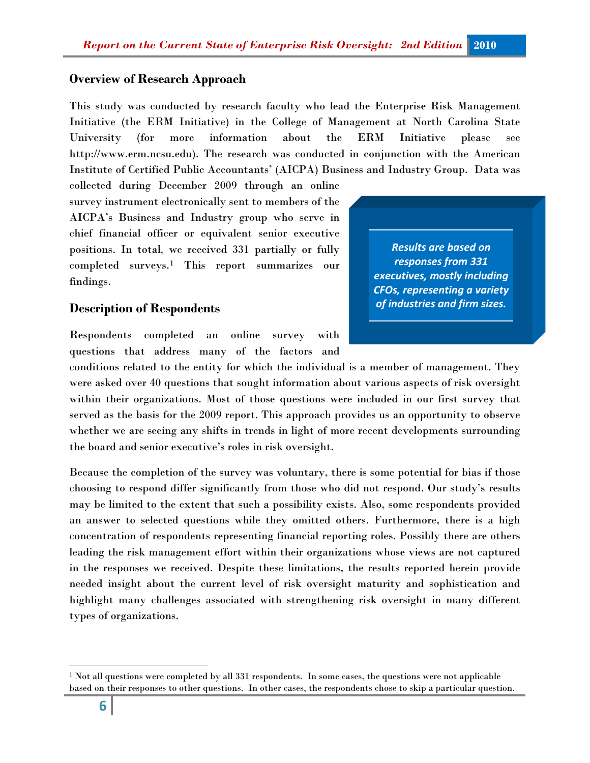## Overview of Research Approach

This study was conducted by research faculty who lead the Enterprise Risk Management Initiative (the ERM Initiative) in the College of Management at North Carolina State University (for more information about the ERM Initiative please see http://www.erm.ncsu.edu). The research was conducted in conjunction with the American Institute of Certified Public Accountants' (AICPA) Business and Industry Group. Data was collected during December 2009 through an online survey instrument electronically sent to members of the AICPA's Business and Industry group who serve in chief financial officer or equivalent senior executive positions. In total, we received 331 partially or fully completed surveys.[1] This report summarizes our findings.

> *Results are based on responses from 331 executives, mostly including CFOs, representing a variety of industries and firm sizes.*

## Description of Respondents

Respondents completed an online survey with questions that address many of the factors and conditions related to the entity for which the individual is a member of management. They were asked over 40 questions that sought information about various aspects of risk oversight within their organizations. Most of those questions were included in our first survey that served as the basis for the 2009 report. This approach provides us an opportunity to observe whether we are seeing any shifts in trends in light of more recent developments surrounding the board and senior executive's roles in risk oversight.

Because the completion of the survey was voluntary, there is some potential for bias if those choosing to respond differ significantly from those who did not respond. Our study's results may be limited to the extent that such a possibility exists. Also, some respondents provided an answer to selected questions while they omitted others. Furthermore, there is a high concentration of respondents representing financial reporting roles. Possibly there are others leading the risk management effort within their organizations whose views are not captured in the responses we received. Despite these limitations, the results reported herein provide needed insight about the current level of risk oversight maturity and sophistication and highlight many challenges associated with strengthening risk oversight in many different types of organizations.

---

[1] Not all questions were completed by all 331 respondents. In some cases, the questions were not applicable based on their responses to other questions. In other cases, the respondents chose to skip a particular question.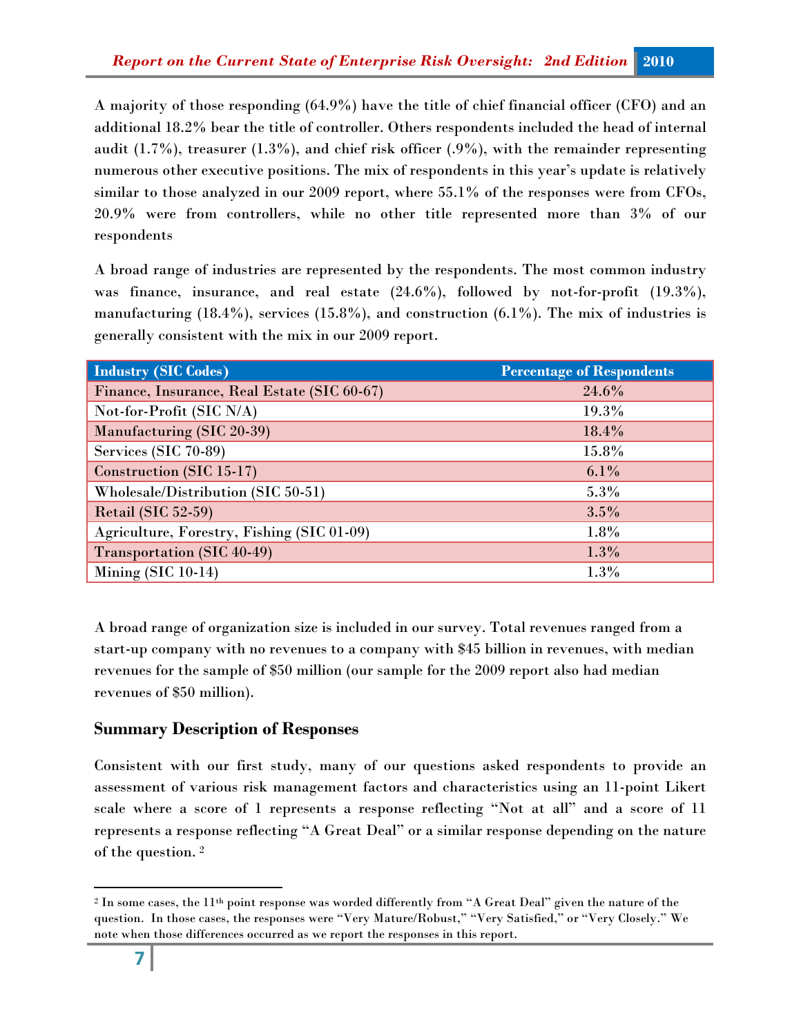A majority of those responding (64.9%) have the title of chief financial officer (CFO) and an additional 18.2% bear the title of controller. Others respondents included the head of internal audit (1.7%), treasurer (1.3%), and chief risk officer (.9%), with the remainder representing numerous other executive positions. The mix of respondents in this year's update is relatively similar to those analyzed in our 2009 report, where 55.1% of the responses were from CFOs, 20.9% were from controllers, while no other title represented more than 3% of our respondents

A broad range of industries are represented by the respondents. The most common industry was finance, insurance, and real estate (24.6%), followed by not-for-profit (19.3%), manufacturing (18.4%), services (15.8%), and construction (6.1%). The mix of industries is generally consistent with the mix in our 2009 report.

| Industry (SIC Codes) | Percentage of Respondents |
|---|---|
| Finance, Insurance, Real Estate (SIC 60-67) | 24.6% |
| Not-for-Profit (SIC N/A) | 19.3% |
| Manufacturing (SIC 20-39) | 18.4% |
| Services (SIC 70-89) | 15.8% |
| Construction (SIC 15-17) | 6.1% |
| Wholesale/Distribution (SIC 50-51) | 5.3% |
| Retail (SIC 52-59) | 3.5% |
| Agriculture, Forestry, Fishing (SIC 01-09) | 1.8% |
| Transportation (SIC 40-49) | 1.3% |
| Mining (SIC 10-14) | 1.3% |

A broad range of organization size is included in our survey. Total revenues ranged from a start-up company with no revenues to a company with $45 billion in revenues, with median revenues for the sample of $50 million (our sample for the 2009 report also had median revenues of $50 million).

## Summary Description of Responses

Consistent with our first study, many of our questions asked respondents to provide an assessment of various risk management factors and characteristics using an 11-point Likert scale where a score of 1 represents a response reflecting "Not at all" and a score of 11 represents a response reflecting "A Great Deal" or a similar response depending on the nature of the question. [2]

---

[2] In some cases, the 11th point response was worded differently from "A Great Deal" given the nature of the question. In those cases, the responses were "Very Mature/Robust," "Very Satisfied," or "Very Closely." We note when those differences occurred as we report the responses in this report.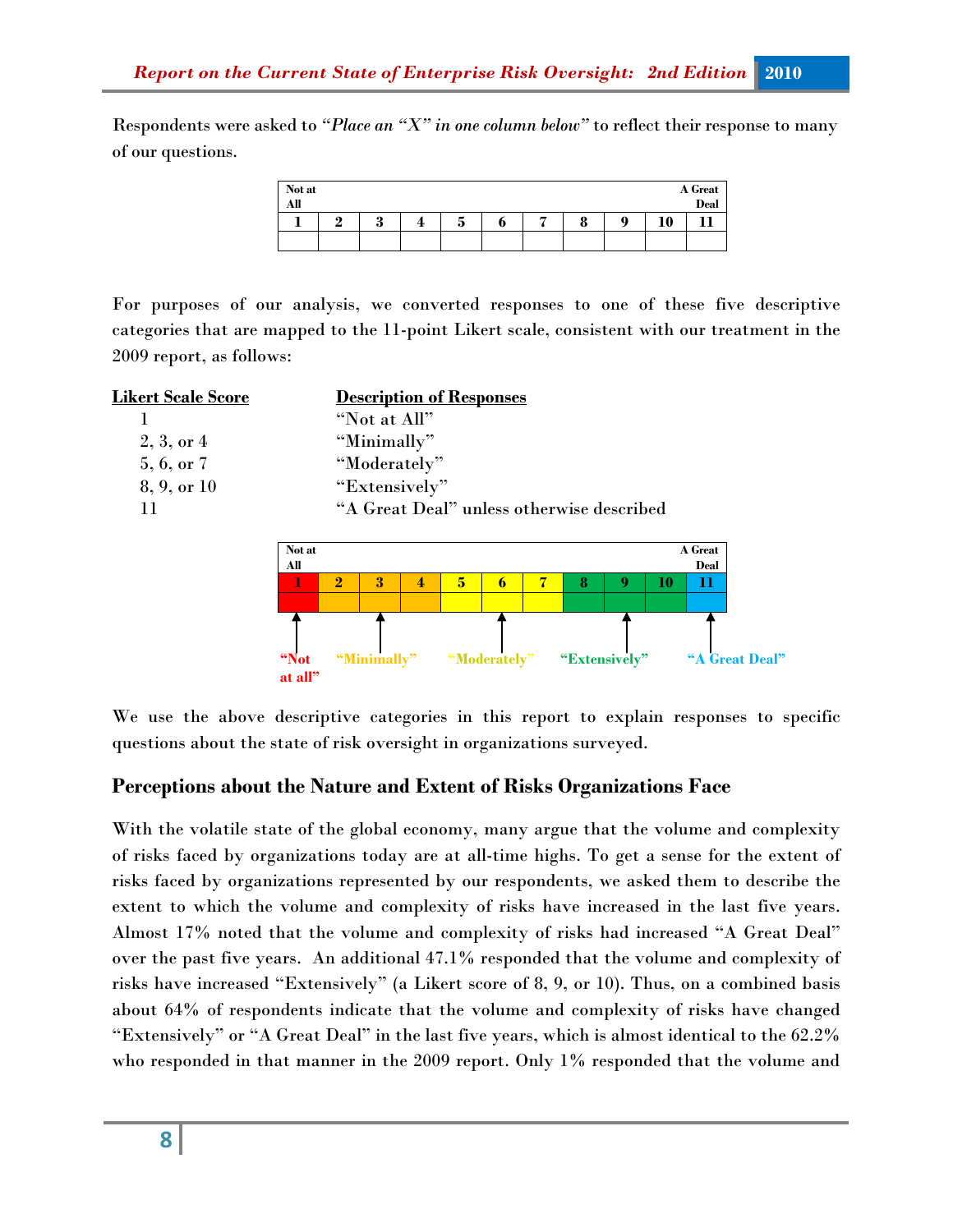Respondents were asked to *"Place an "X" in one column below"* to reflect their response to many of our questions.

| Not at All | | | | | | | | | | A Great Deal |
|---|---|---|---|---|---|---|---|---|---|---|
| 1 | 2 | 3 | 4 | 5 | 6 | 7 | 8 | 9 | 10 | 11 |
| | | | | | | | | | | |

For purposes of our analysis, we converted responses to one of these five descriptive categories that are mapped to the 11-point Likert scale, consistent with our treatment in the 2009 report, as follows:

| Likert Scale Score | Description of Responses |
|---|---|
| 1 | "Not at All" |
| 2, 3, or 4 | "Minimally" |
| 5, 6, or 7 | "Moderately" |
| 8, 9, or 10 | "Extensively" |
| 11 | "A Great Deal" unless otherwise described |

| Not at All | | | | | | | | | | A Great Deal |
|---|---|---|---|---|---|---|---|---|---|---|
| 1 | 2 | 3 | 4 | 5 | 6 | 7 | 8 | 9 | 10 | 11 |
| "Not at all" | | "Minimally" | | | "Moderately" | | | "Extensively" | | "A Great Deal" |

We use the above descriptive categories in this report to explain responses to specific questions about the state of risk oversight in organizations surveyed.

## Perceptions about the Nature and Extent of Risks Organizations Face

With the volatile state of the global economy, many argue that the volume and complexity of risks faced by organizations today are at all-time highs. To get a sense for the extent of risks faced by organizations represented by our respondents, we asked them to describe the extent to which the volume and complexity of risks have increased in the last five years. Almost 17% noted that the volume and complexity of risks had increased "A Great Deal" over the past five years. An additional 47.1% responded that the volume and complexity of risks have increased "Extensively" (a Likert score of 8, 9, or 10). Thus, on a combined basis about 64% of respondents indicate that the volume and complexity of risks have changed "Extensively" or "A Great Deal" in the last five years, which is almost identical to the 62.2% who responded in that manner in the 2009 report. Only 1% responded that the volume and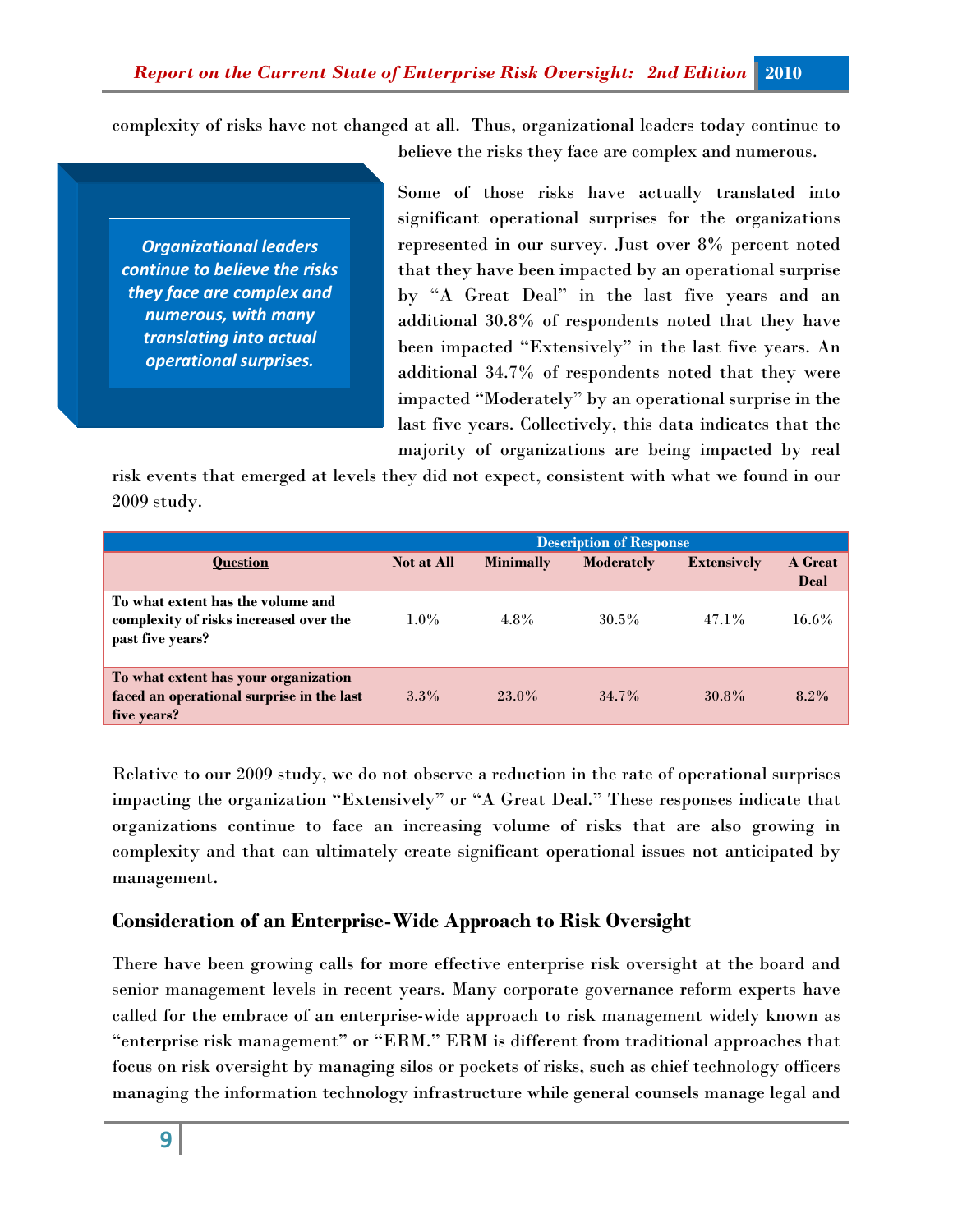complexity of risks have not changed at all. Thus, organizational leaders today continue to believe the risks they face are complex and numerous.

> *Organizational leaders continue to believe the risks they face are complex and numerous, with many translating into actual operational surprises.*

Some of those risks have actually translated into significant operational surprises for the organizations represented in our survey. Just over 8% percent noted that they have been impacted by an operational surprise by "A Great Deal" in the last five years and an additional 30.8% of respondents noted that they have been impacted "Extensively" in the last five years. An additional 34.7% of respondents noted that they were impacted "Moderately" by an operational surprise in the last five years. Collectively, this data indicates that the majority of organizations are being impacted by real risk events that emerged at levels they did not expect, consistent with what we found in our 2009 study.

| | Description of Response | | | | |
|---|---|---|---|---|---|
| **Question** | **Not at All** | **Minimally** | **Moderately** | **Extensively** | **A Great Deal** |
| **To what extent has the volume and complexity of risks increased over the past five years?** | 1.0% | 4.8% | 30.5% | 47.1% | 16.6% |
| **To what extent has your organization faced an operational surprise in the last five years?** | 3.3% | 23.0% | 34.7% | 30.8% | 8.2% |

Relative to our 2009 study, we do not observe a reduction in the rate of operational surprises impacting the organization "Extensively" or "A Great Deal." These responses indicate that organizations continue to face an increasing volume of risks that are also growing in complexity and that can ultimately create significant operational issues not anticipated by management.

## Consideration of an Enterprise-Wide Approach to Risk Oversight

There have been growing calls for more effective enterprise risk oversight at the board and senior management levels in recent years. Many corporate governance reform experts have called for the embrace of an enterprise-wide approach to risk management widely known as "enterprise risk management" or "ERM." ERM is different from traditional approaches that focus on risk oversight by managing silos or pockets of risks, such as chief technology officers managing the information technology infrastructure while general counsels manage legal and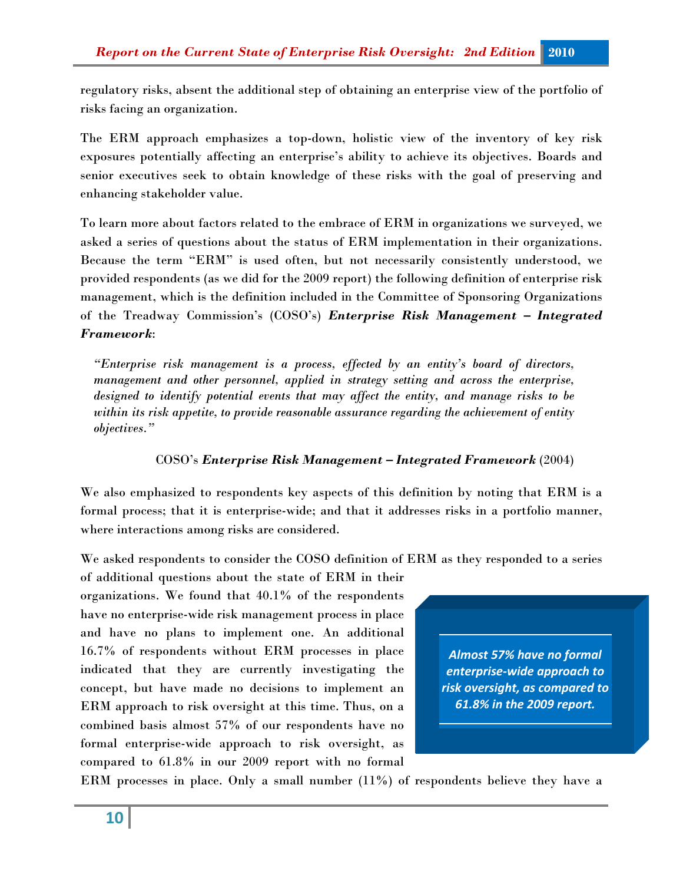regulatory risks, absent the additional step of obtaining an enterprise view of the portfolio of risks facing an organization.

The ERM approach emphasizes a top-down, holistic view of the inventory of key risk exposures potentially affecting an enterprise's ability to achieve its objectives. Boards and senior executives seek to obtain knowledge of these risks with the goal of preserving and enhancing stakeholder value.

To learn more about factors related to the embrace of ERM in organizations we surveyed, we asked a series of questions about the status of ERM implementation in their organizations. Because the term "ERM" is used often, but not necessarily consistently understood, we provided respondents (as we did for the 2009 report) the following definition of enterprise risk management, which is the definition included in the Committee of Sponsoring Organizations of the Treadway Commission's (COSO's) ***Enterprise Risk Management – Integrated Framework***:

> *"Enterprise risk management is a process, effected by an entity's board of directors, management and other personnel, applied in strategy setting and across the enterprise, designed to identify potential events that may affect the entity, and manage risks to be within its risk appetite, to provide reasonable assurance regarding the achievement of entity objectives."*
>
> COSO's ***Enterprise Risk Management – Integrated Framework*** (2004)

We also emphasized to respondents key aspects of this definition by noting that ERM is a formal process; that it is enterprise-wide; and that it addresses risks in a portfolio manner, where interactions among risks are considered.

We asked respondents to consider the COSO definition of ERM as they responded to a series of additional questions about the state of ERM in their organizations. We found that 40.1% of the respondents have no enterprise-wide risk management process in place and have no plans to implement one. An additional 16.7% of respondents without ERM processes in place indicated that they are currently investigating the concept, but have made no decisions to implement an ERM approach to risk oversight at this time. Thus, on a combined basis almost 57% of our respondents have no formal enterprise-wide approach to risk oversight, as compared to 61.8% in our 2009 report with no formal ERM processes in place. Only a small number (11%) of respondents believe they have a

> ***Almost 57% have no formal enterprise-wide approach to risk oversight, as compared to 61.8% in the 2009 report.***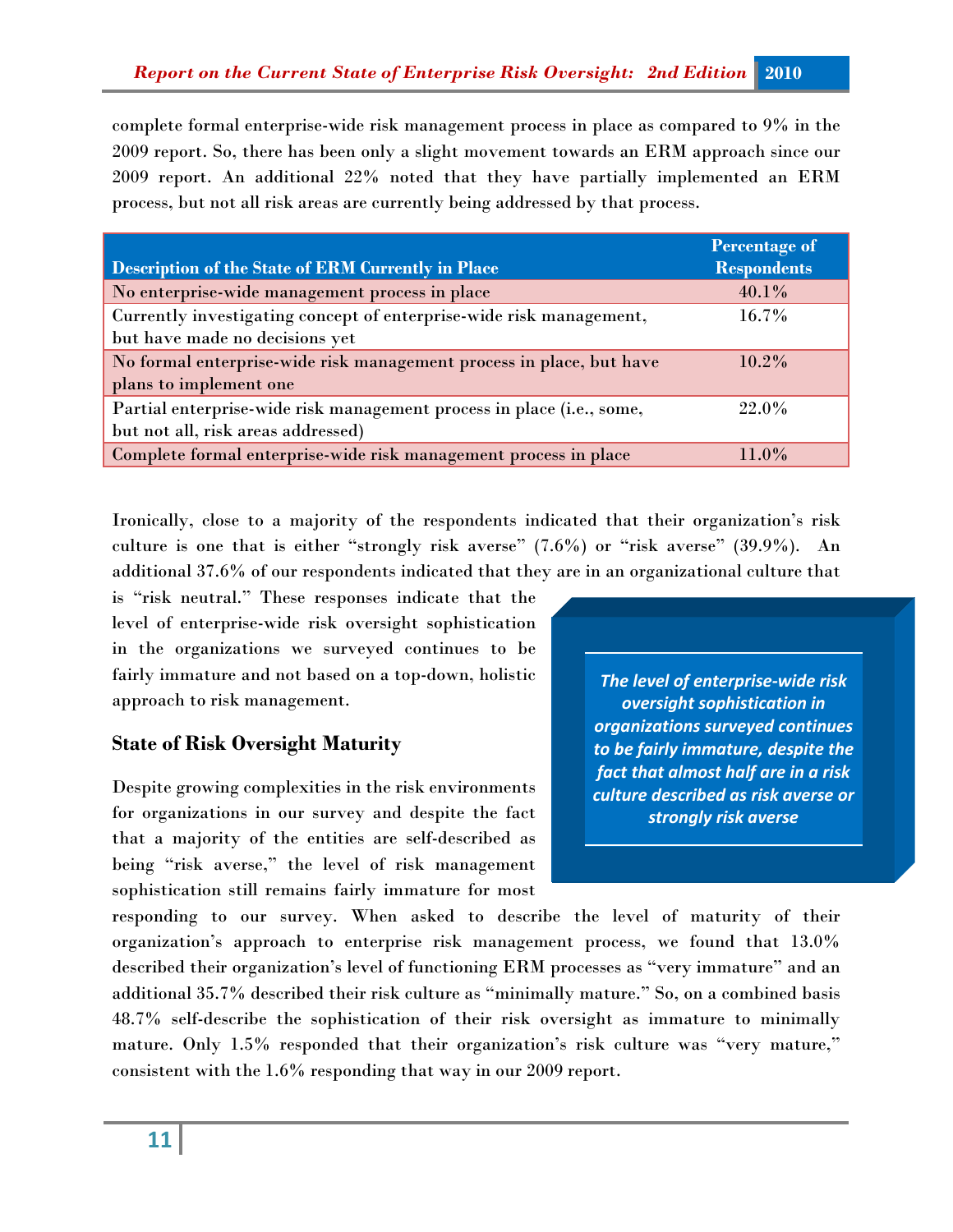complete formal enterprise-wide risk management process in place as compared to 9% in the 2009 report. So, there has been only a slight movement towards an ERM approach since our 2009 report. An additional 22% noted that they have partially implemented an ERM process, but not all risk areas are currently being addressed by that process.

| Description of the State of ERM Currently in Place | Percentage of Respondents |
|---|---|
| No enterprise-wide management process in place | 40.1% |
| Currently investigating concept of enterprise-wide risk management, but have made no decisions yet | 16.7% |
| No formal enterprise-wide risk management process in place, but have plans to implement one | 10.2% |
| Partial enterprise-wide risk management process in place (i.e., some, but not all, risk areas addressed) | 22.0% |
| Complete formal enterprise-wide risk management process in place | 11.0% |

Ironically, close to a majority of the respondents indicated that their organization's risk culture is one that is either "strongly risk averse" (7.6%) or "risk averse" (39.9%). An additional 37.6% of our respondents indicated that they are in an organizational culture that is "risk neutral." These responses indicate that the level of enterprise-wide risk oversight sophistication in the organizations we surveyed continues to be fairly immature and not based on a top-down, holistic approach to risk management.

> *The level of enterprise-wide risk oversight sophistication in organizations surveyed continues to be fairly immature, despite the fact that almost half are in a risk culture described as risk averse or strongly risk averse*

## State of Risk Oversight Maturity

Despite growing complexities in the risk environments for organizations in our survey and despite the fact that a majority of the entities are self-described as being "risk averse," the level of risk management sophistication still remains fairly immature for most responding to our survey. When asked to describe the level of maturity of their organization's approach to enterprise risk management process, we found that 13.0% described their organization's level of functioning ERM processes as "very immature" and an additional 35.7% described their risk culture as "minimally mature." So, on a combined basis 48.7% self-describe the sophistication of their risk oversight as immature to minimally mature. Only 1.5% responded that their organization's risk culture was "very mature," consistent with the 1.6% responding that way in our 2009 report.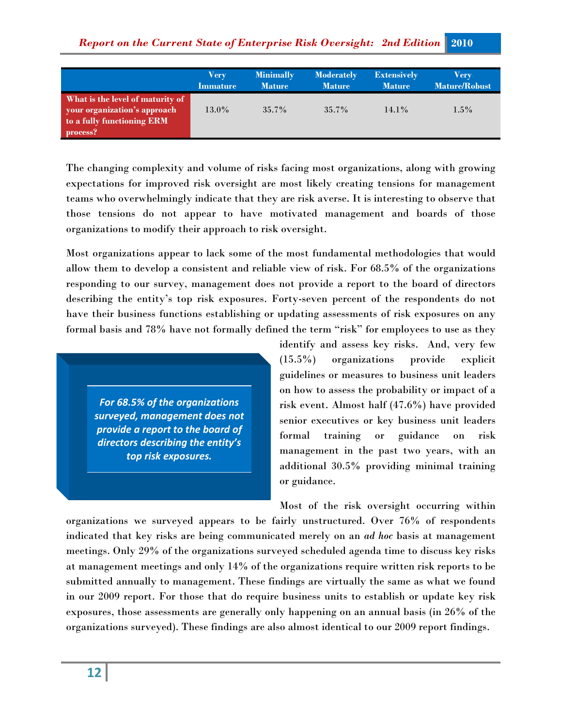| | Very Immature | Minimally Mature | Moderately Mature | Extensively Mature | Very Mature/Robust |
|---|---|---|---|---|---|
| **What is the level of maturity of your organization's approach to a fully functioning ERM process?** | 13.0% | 35.7% | 35.7% | 14.1% | 1.5% |

The changing complexity and volume of risks facing most organizations, along with growing expectations for improved risk oversight are most likely creating tensions for management teams who overwhelmingly indicate that they are risk averse. It is interesting to observe that those tensions do not appear to have motivated management and boards of those organizations to modify their approach to risk oversight.

Most organizations appear to lack some of the most fundamental methodologies that would allow them to develop a consistent and reliable view of risk. For 68.5% of the organizations responding to our survey, management does not provide a report to the board of directors describing the entity's top risk exposures. Forty-seven percent of the respondents do not have their business functions establishing or updating assessments of risk exposures on any formal basis and 78% have not formally defined the term "risk" for employees to use as they identify and assess key risks. And, very few (15.5%) organizations provide explicit guidelines or measures to business unit leaders on how to assess the probability or impact of a risk event. Almost half (47.6%) have provided senior executives or key business unit leaders formal training or guidance on risk management in the past two years, with an additional 30.5% providing minimal training or guidance.

> ***For 68.5% of the organizations surveyed, management does not provide a report to the board of directors describing the entity's top risk exposures.***

Most of the risk oversight occurring within organizations we surveyed appears to be fairly unstructured. Over 76% of respondents indicated that key risks are being communicated merely on an *ad hoc* basis at management meetings. Only 29% of the organizations surveyed scheduled agenda time to discuss key risks at management meetings and only 14% of the organizations require written risk reports to be submitted annually to management. These findings are virtually the same as what we found in our 2009 report. For those that do require business units to establish or update key risk exposures, those assessments are generally only happening on an annual basis (in 26% of the organizations surveyed). These findings are also almost identical to our 2009 report findings.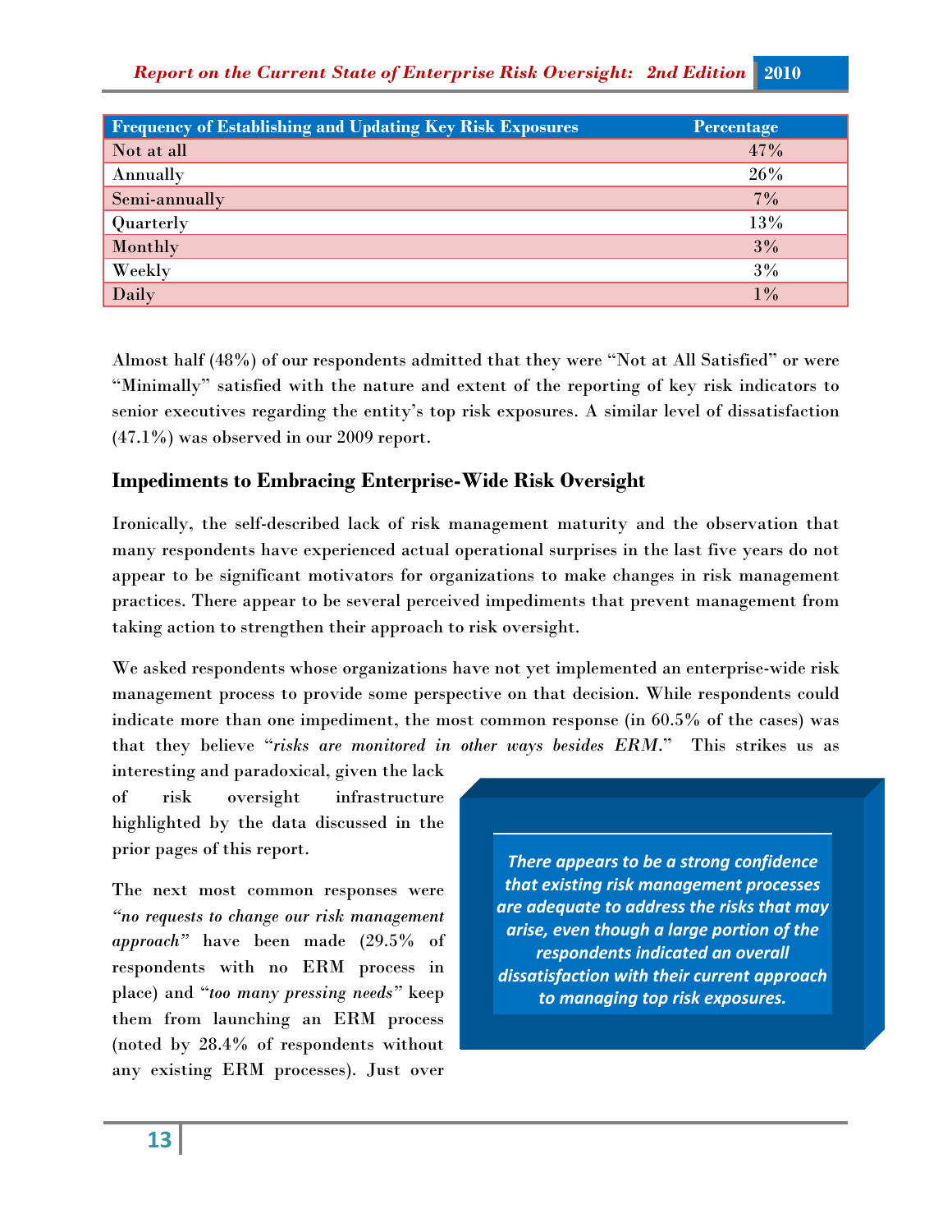| Frequency of Establishing and Updating Key Risk Exposures | Percentage |
|---|---|
| Not at all | 47% |
| Annually | 26% |
| Semi-annually | 7% |
| Quarterly | 13% |
| Monthly | 3% |
| Weekly | 3% |
| Daily | 1% |

Almost half (48%) of our respondents admitted that they were "Not at All Satisfied" or were "Minimally" satisfied with the nature and extent of the reporting of key risk indicators to senior executives regarding the entity's top risk exposures. A similar level of dissatisfaction (47.1%) was observed in our 2009 report.

## Impediments to Embracing Enterprise-Wide Risk Oversight

Ironically, the self-described lack of risk management maturity and the observation that many respondents have experienced actual operational surprises in the last five years do not appear to be significant motivators for organizations to make changes in risk management practices. There appear to be several perceived impediments that prevent management from taking action to strengthen their approach to risk oversight.

We asked respondents whose organizations have not yet implemented an enterprise-wide risk management process to provide some perspective on that decision. While respondents could indicate more than one impediment, the most common response (in 60.5% of the cases) was that they believe "*risks are monitored in other ways besides ERM*." This strikes us as interesting and paradoxical, given the lack of risk oversight infrastructure highlighted by the data discussed in the prior pages of this report.

> ***There appears to be a strong confidence that existing risk management processes are adequate to address the risks that may arise, even though a large portion of the respondents indicated an overall dissatisfaction with their current approach to managing top risk exposures.***

The next most common responses were *"no requests to change our risk management approach"* have been made (29.5% of respondents with no ERM process in place) and "*too many pressing needs"* keep them from launching an ERM process (noted by 28.4% of respondents without any existing ERM processes). Just over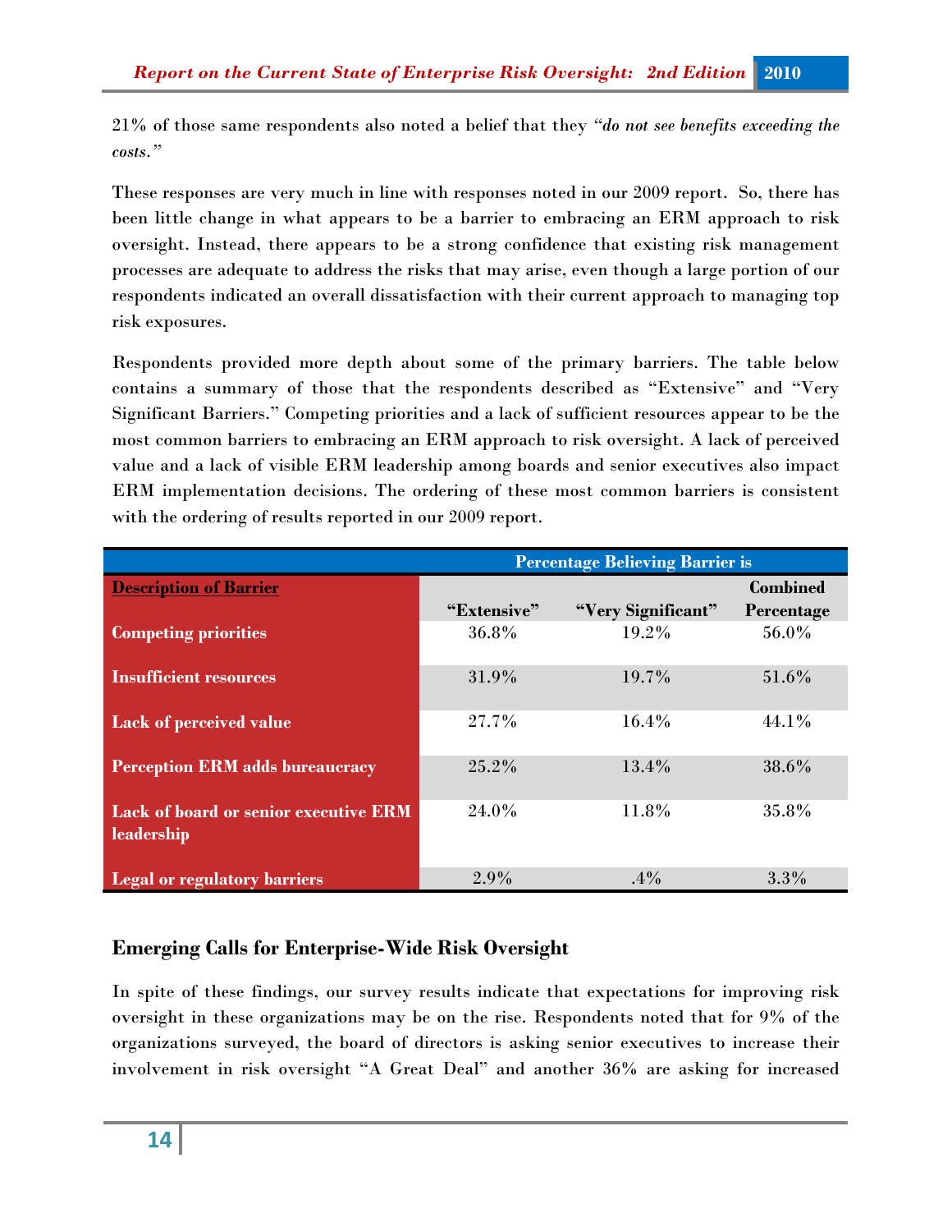21% of those same respondents also noted a belief that they *"do not see benefits exceeding the costs."*

These responses are very much in line with responses noted in our 2009 report. So, there has been little change in what appears to be a barrier to embracing an ERM approach to risk oversight. Instead, there appears to be a strong confidence that existing risk management processes are adequate to address the risks that may arise, even though a large portion of our respondents indicated an overall dissatisfaction with their current approach to managing top risk exposures.

Respondents provided more depth about some of the primary barriers. The table below contains a summary of those that the respondents described as "Extensive" and "Very Significant Barriers." Competing priorities and a lack of sufficient resources appear to be the most common barriers to embracing an ERM approach to risk oversight. A lack of perceived value and a lack of visible ERM leadership among boards and senior executives also impact ERM implementation decisions. The ordering of these most common barriers is consistent with the ordering of results reported in our 2009 report.

| | Percentage Believing Barrier is | | |
|---|---|---|---|
| **Description of Barrier** | "Extensive" | "Very Significant" | Combined Percentage |
| **Competing priorities** | 36.8% | 19.2% | 56.0% |
| **Insufficient resources** | 31.9% | 19.7% | 51.6% |
| **Lack of perceived value** | 27.7% | 16.4% | 44.1% |
| **Perception ERM adds bureaucracy** | 25.2% | 13.4% | 38.6% |
| **Lack of board or senior executive ERM leadership** | 24.0% | 11.8% | 35.8% |
| **Legal or regulatory barriers** | 2.9% | .4% | 3.3% |

## Emerging Calls for Enterprise-Wide Risk Oversight

In spite of these findings, our survey results indicate that expectations for improving risk oversight in these organizations may be on the rise. Respondents noted that for 9% of the organizations surveyed, the board of directors is asking senior executives to increase their involvement in risk oversight "A Great Deal" and another 36% are asking for increased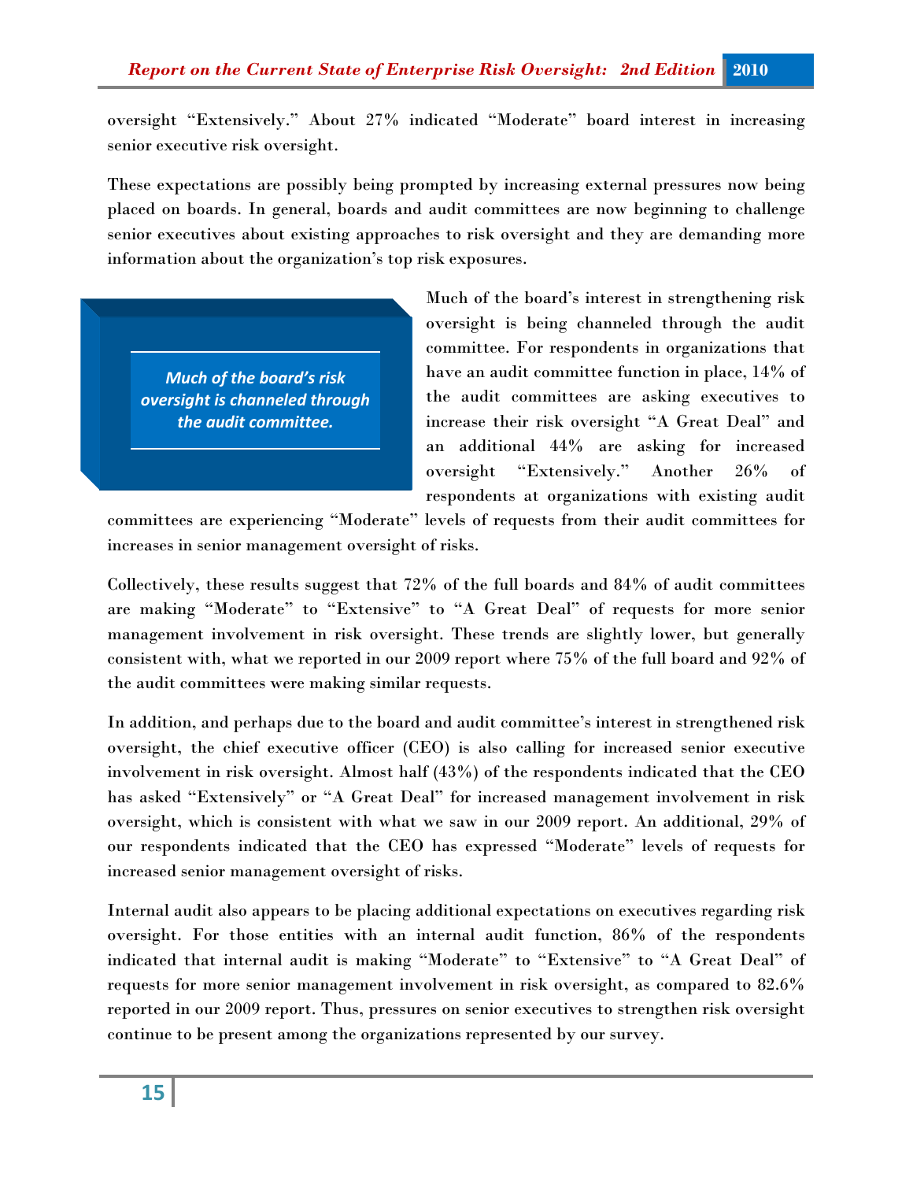oversight "Extensively." About 27% indicated "Moderate" board interest in increasing senior executive risk oversight.

These expectations are possibly being prompted by increasing external pressures now being placed on boards. In general, boards and audit committees are now beginning to challenge senior executives about existing approaches to risk oversight and they are demanding more information about the organization's top risk exposures.

> ***Much of the board's risk oversight is channeled through the audit committee.***

Much of the board's interest in strengthening risk oversight is being channeled through the audit committee. For respondents in organizations that have an audit committee function in place, 14% of the audit committees are asking executives to increase their risk oversight "A Great Deal" and an additional 44% are asking for increased oversight "Extensively." Another 26% of respondents at organizations with existing audit committees are experiencing "Moderate" levels of requests from their audit committees for increases in senior management oversight of risks.

Collectively, these results suggest that 72% of the full boards and 84% of audit committees are making "Moderate" to "Extensive" to "A Great Deal" of requests for more senior management involvement in risk oversight. These trends are slightly lower, but generally consistent with, what we reported in our 2009 report where 75% of the full board and 92% of the audit committees were making similar requests.

In addition, and perhaps due to the board and audit committee's interest in strengthened risk oversight, the chief executive officer (CEO) is also calling for increased senior executive involvement in risk oversight. Almost half (43%) of the respondents indicated that the CEO has asked "Extensively" or "A Great Deal" for increased management involvement in risk oversight, which is consistent with what we saw in our 2009 report. An additional, 29% of our respondents indicated that the CEO has expressed "Moderate" levels of requests for increased senior management oversight of risks.

Internal audit also appears to be placing additional expectations on executives regarding risk oversight. For those entities with an internal audit function, 86% of the respondents indicated that internal audit is making "Moderate" to "Extensive" to "A Great Deal" of requests for more senior management involvement in risk oversight, as compared to 82.6% reported in our 2009 report. Thus, pressures on senior executives to strengthen risk oversight continue to be present among the organizations represented by our survey.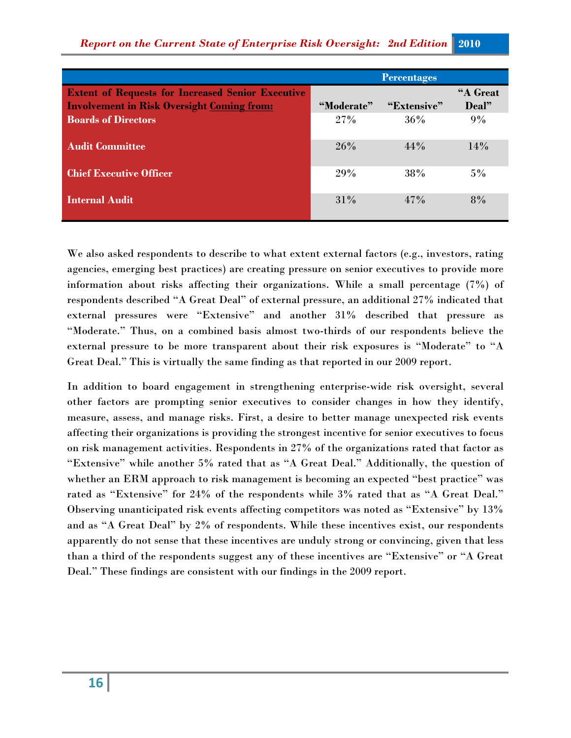| Extent of Requests for Increased Senior Executive Involvement in Risk Oversight Coming from: | Percentages | | |
|---|---|---|---|
| | "Moderate" | "Extensive" | "A Great Deal" |
| **Boards of Directors** | 27% | 36% | 9% |
| **Audit Committee** | 26% | 44% | 14% |
| **Chief Executive Officer** | 29% | 38% | 5% |
| **Internal Audit** | 31% | 47% | 8% |

We also asked respondents to describe to what extent external factors (e.g., investors, rating agencies, emerging best practices) are creating pressure on senior executives to provide more information about risks affecting their organizations. While a small percentage (7%) of respondents described "A Great Deal" of external pressure, an additional 27% indicated that external pressures were "Extensive" and another 31% described that pressure as "Moderate." Thus, on a combined basis almost two-thirds of our respondents believe the external pressure to be more transparent about their risk exposures is "Moderate" to "A Great Deal." This is virtually the same finding as that reported in our 2009 report.

In addition to board engagement in strengthening enterprise-wide risk oversight, several other factors are prompting senior executives to consider changes in how they identify, measure, assess, and manage risks. First, a desire to better manage unexpected risk events affecting their organizations is providing the strongest incentive for senior executives to focus on risk management activities. Respondents in 27% of the organizations rated that factor as "Extensive" while another 5% rated that as "A Great Deal." Additionally, the question of whether an ERM approach to risk management is becoming an expected "best practice" was rated as "Extensive" for 24% of the respondents while 3% rated that as "A Great Deal." Observing unanticipated risk events affecting competitors was noted as "Extensive" by 13% and as "A Great Deal" by 2% of respondents. While these incentives exist, our respondents apparently do not sense that these incentives are unduly strong or convincing, given that less than a third of the respondents suggest any of these incentives are "Extensive" or "A Great Deal." These findings are consistent with our findings in the 2009 report.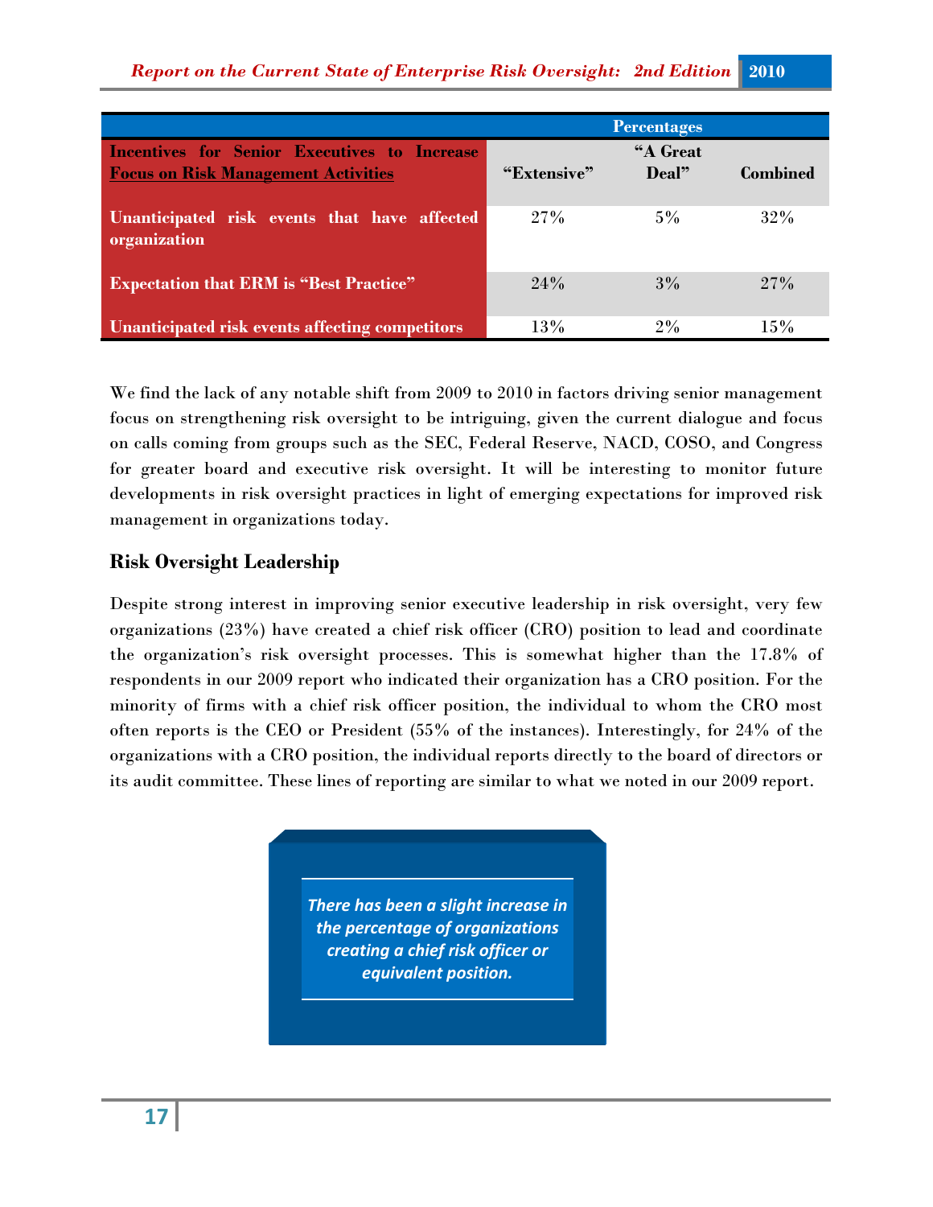| | Percentages | | |
|---|---|---|---|
| Incentives for Senior Executives to Increase Focus on Risk Management Activities | "Extensive" | "A Great Deal" | Combined |
| Unanticipated risk events that have affected organization | 27% | 5% | 32% |
| Expectation that ERM is "Best Practice" | 24% | 3% | 27% |
| Unanticipated risk events affecting competitors | 13% | 2% | 15% |

We find the lack of any notable shift from 2009 to 2010 in factors driving senior management focus on strengthening risk oversight to be intriguing, given the current dialogue and focus on calls coming from groups such as the SEC, Federal Reserve, NACD, COSO, and Congress for greater board and executive risk oversight. It will be interesting to monitor future developments in risk oversight practices in light of emerging expectations for improved risk management in organizations today.

### Risk Oversight Leadership

Despite strong interest in improving senior executive leadership in risk oversight, very few organizations (23%) have created a chief risk officer (CRO) position to lead and coordinate the organization's risk oversight processes. This is somewhat higher than the 17.8% of respondents in our 2009 report who indicated their organization has a CRO position. For the minority of firms with a chief risk officer position, the individual to whom the CRO most often reports is the CEO or President (55% of the instances). Interestingly, for 24% of the organizations with a CRO position, the individual reports directly to the board of directors or its audit committee. These lines of reporting are similar to what we noted in our 2009 report.

*There has been a slight increase in the percentage of organizations creating a chief risk officer or equivalent position.*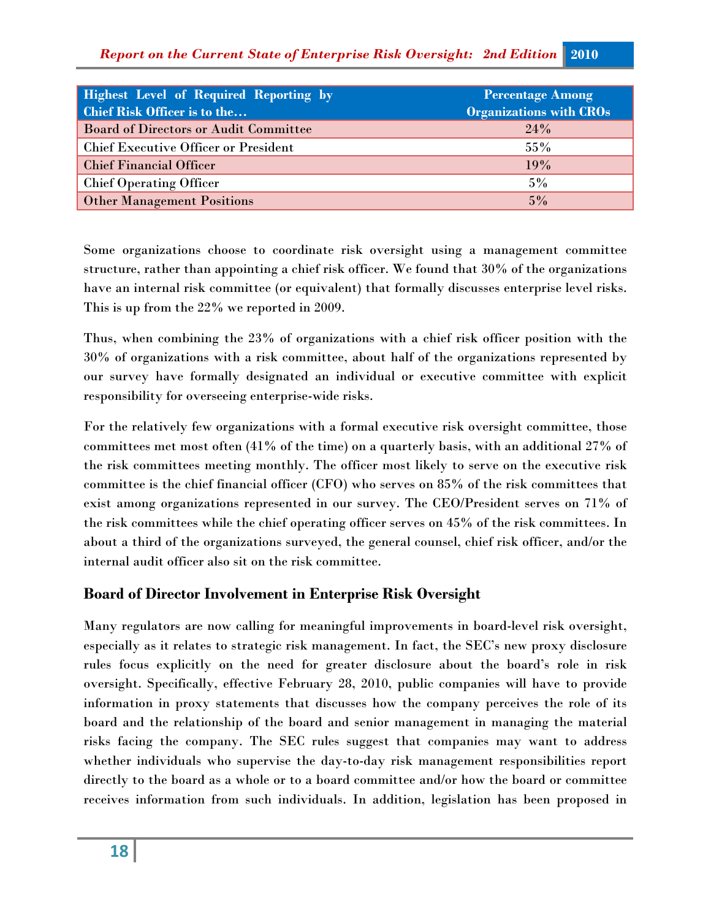| Highest Level of Required Reporting by Chief Risk Officer is to the… | Percentage Among Organizations with CROs |
|---|---|
| Board of Directors or Audit Committee | 24% |
| Chief Executive Officer or President | 55% |
| Chief Financial Officer | 19% |
| Chief Operating Officer | 5% |
| Other Management Positions | 5% |

Some organizations choose to coordinate risk oversight using a management committee structure, rather than appointing a chief risk officer. We found that 30% of the organizations have an internal risk committee (or equivalent) that formally discusses enterprise level risks. This is up from the 22% we reported in 2009.

Thus, when combining the 23% of organizations with a chief risk officer position with the 30% of organizations with a risk committee, about half of the organizations represented by our survey have formally designated an individual or executive committee with explicit responsibility for overseeing enterprise-wide risks.

For the relatively few organizations with a formal executive risk oversight committee, those committees met most often (41% of the time) on a quarterly basis, with an additional 27% of the risk committees meeting monthly. The officer most likely to serve on the executive risk committee is the chief financial officer (CFO) who serves on 85% of the risk committees that exist among organizations represented in our survey. The CEO/President serves on 71% of the risk committees while the chief operating officer serves on 45% of the risk committees. In about a third of the organizations surveyed, the general counsel, chief risk officer, and/or the internal audit officer also sit on the risk committee.

## Board of Director Involvement in Enterprise Risk Oversight

Many regulators are now calling for meaningful improvements in board-level risk oversight, especially as it relates to strategic risk management. In fact, the SEC's new proxy disclosure rules focus explicitly on the need for greater disclosure about the board's role in risk oversight. Specifically, effective February 28, 2010, public companies will have to provide information in proxy statements that discusses how the company perceives the role of its board and the relationship of the board and senior management in managing the material risks facing the company. The SEC rules suggest that companies may want to address whether individuals who supervise the day-to-day risk management responsibilities report directly to the board as a whole or to a board committee and/or how the board or committee receives information from such individuals. In addition, legislation has been proposed in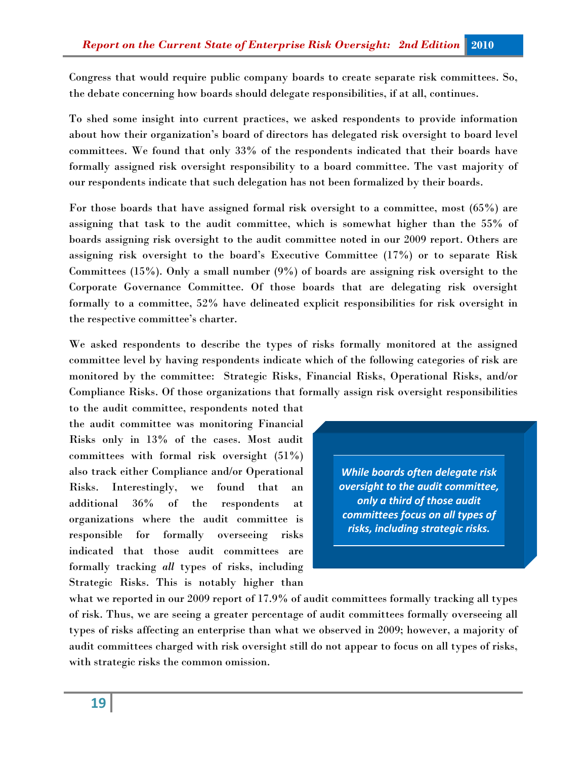Congress that would require public company boards to create separate risk committees. So, the debate concerning how boards should delegate responsibilities, if at all, continues.

To shed some insight into current practices, we asked respondents to provide information about how their organization's board of directors has delegated risk oversight to board level committees. We found that only 33% of the respondents indicated that their boards have formally assigned risk oversight responsibility to a board committee. The vast majority of our respondents indicate that such delegation has not been formalized by their boards.

For those boards that have assigned formal risk oversight to a committee, most (65%) are assigning that task to the audit committee, which is somewhat higher than the 55% of boards assigning risk oversight to the audit committee noted in our 2009 report. Others are assigning risk oversight to the board's Executive Committee (17%) or to separate Risk Committees (15%). Only a small number (9%) of boards are assigning risk oversight to the Corporate Governance Committee. Of those boards that are delegating risk oversight formally to a committee, 52% have delineated explicit responsibilities for risk oversight in the respective committee's charter.

We asked respondents to describe the types of risks formally monitored at the assigned committee level by having respondents indicate which of the following categories of risk are monitored by the committee: Strategic Risks, Financial Risks, Operational Risks, and/or Compliance Risks. Of those organizations that formally assign risk oversight responsibilities to the audit committee, respondents noted that the audit committee was monitoring Financial Risks only in 13% of the cases. Most audit committees with formal risk oversight (51%) also track either Compliance and/or Operational Risks. Interestingly, we found that an additional 36% of the respondents at organizations where the audit committee is responsible for formally overseeing risks indicated that those audit committees are formally tracking *all* types of risks, including Strategic Risks. This is notably higher than what we reported in our 2009 report of 17.9% of audit committees formally tracking all types of risk. Thus, we are seeing a greater percentage of audit committees formally overseeing all types of risks affecting an enterprise than what we observed in 2009; however, a majority of audit committees charged with risk oversight still do not appear to focus on all types of risks, with strategic risks the common omission.

> ***While boards often delegate risk oversight to the audit committee, only a third of those audit committees focus on all types of risks, including strategic risks.***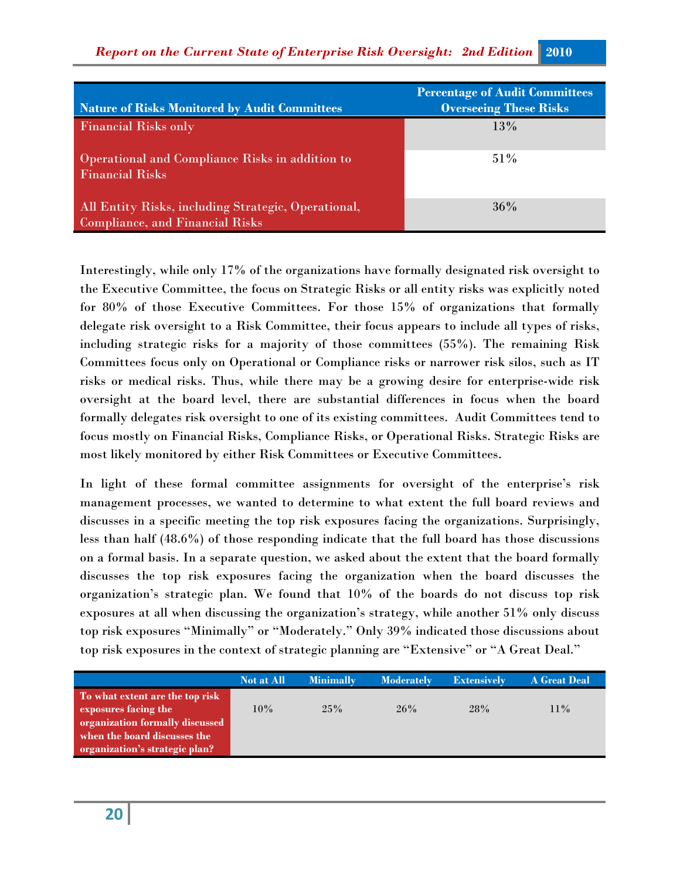| Nature of Risks Monitored by Audit Committees | Percentage of Audit Committees Overseeing These Risks |
|---|---|
| Financial Risks only | 13% |
| Operational and Compliance Risks in addition to Financial Risks | 51% |
| All Entity Risks, including Strategic, Operational, Compliance, and Financial Risks | 36% |

Interestingly, while only 17% of the organizations have formally designated risk oversight to the Executive Committee, the focus on Strategic Risks or all entity risks was explicitly noted for 80% of those Executive Committees. For those 15% of organizations that formally delegate risk oversight to a Risk Committee, their focus appears to include all types of risks, including strategic risks for a majority of those committees (55%). The remaining Risk Committees focus only on Operational or Compliance risks or narrower risk silos, such as IT risks or medical risks. Thus, while there may be a growing desire for enterprise-wide risk oversight at the board level, there are substantial differences in focus when the board formally delegates risk oversight to one of its existing committees. Audit Committees tend to focus mostly on Financial Risks, Compliance Risks, or Operational Risks. Strategic Risks are most likely monitored by either Risk Committees or Executive Committees.

In light of these formal committee assignments for oversight of the enterprise's risk management processes, we wanted to determine to what extent the full board reviews and discusses in a specific meeting the top risk exposures facing the organizations. Surprisingly, less than half (48.6%) of those responding indicate that the full board has those discussions on a formal basis. In a separate question, we asked about the extent that the board formally discusses the top risk exposures facing the organization when the board discusses the organization's strategic plan. We found that 10% of the boards do not discuss top risk exposures at all when discussing the organization's strategy, while another 51% only discuss top risk exposures "Minimally" or "Moderately." Only 39% indicated those discussions about top risk exposures in the context of strategic planning are "Extensive" or "A Great Deal."

| | Not at All | Minimally | Moderately | Extensively | A Great Deal |
|---|---|---|---|---|---|
| **To what extent are the top risk exposures facing the organization formally discussed when the board discusses the organization's strategic plan?** | 10% | 25% | 26% | 28% | 11% |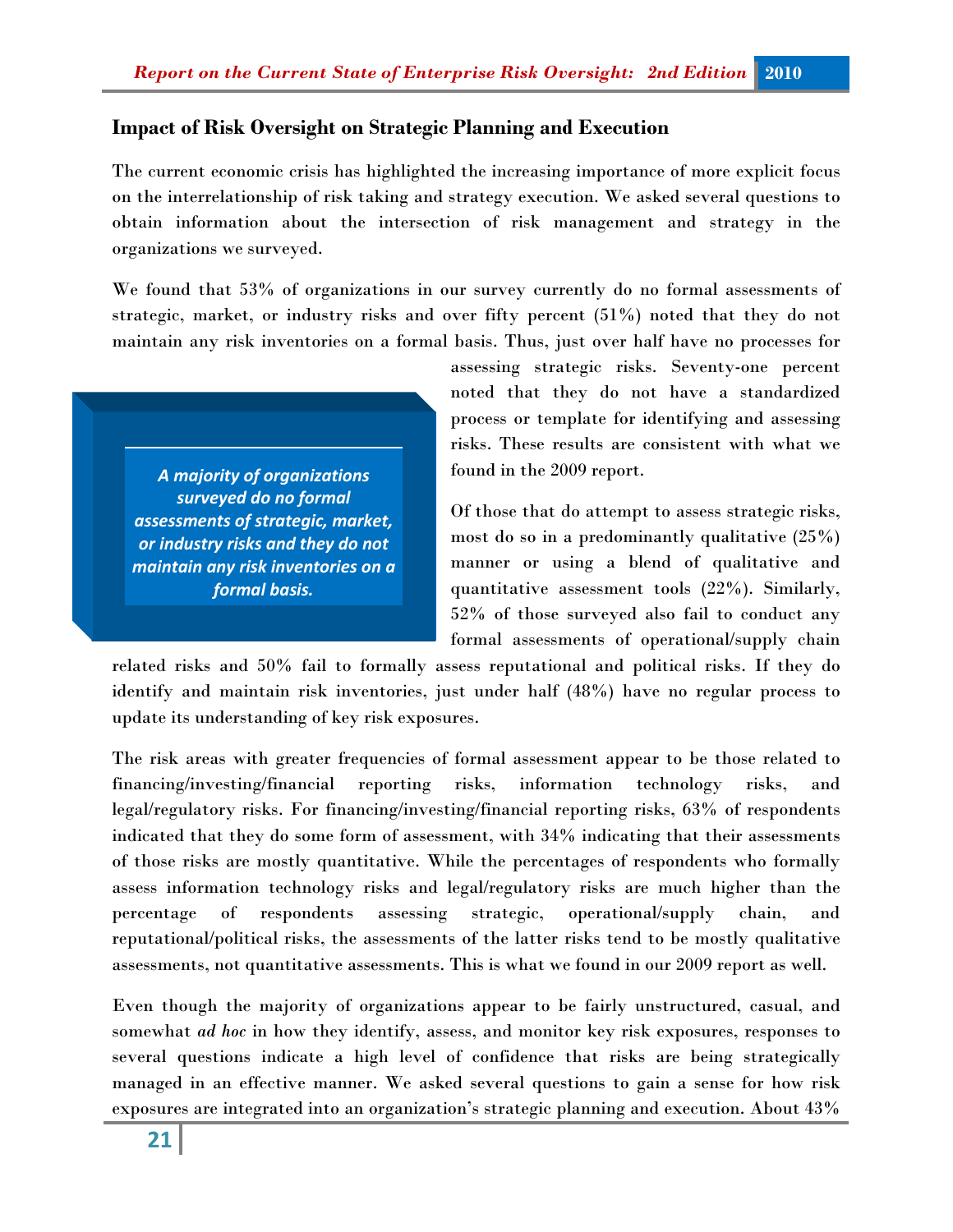## Impact of Risk Oversight on Strategic Planning and Execution

The current economic crisis has highlighted the increasing importance of more explicit focus on the interrelationship of risk taking and strategy execution. We asked several questions to obtain information about the intersection of risk management and strategy in the organizations we surveyed.

We found that 53% of organizations in our survey currently do no formal assessments of strategic, market, or industry risks and over fifty percent (51%) noted that they do not maintain any risk inventories on a formal basis. Thus, just over half have no processes for assessing strategic risks. Seventy-one percent noted that they do not have a standardized process or template for identifying and assessing risks. These results are consistent with what we found in the 2009 report.

> ***A majority of organizations surveyed do no formal assessments of strategic, market, or industry risks and they do not maintain any risk inventories on a formal basis.***

Of those that do attempt to assess strategic risks, most do so in a predominantly qualitative (25%) manner or using a blend of qualitative and quantitative assessment tools (22%). Similarly, 52% of those surveyed also fail to conduct any formal assessments of operational/supply chain related risks and 50% fail to formally assess reputational and political risks. If they do identify and maintain risk inventories, just under half (48%) have no regular process to update its understanding of key risk exposures.

The risk areas with greater frequencies of formal assessment appear to be those related to financing/investing/financial reporting risks, information technology risks, and legal/regulatory risks. For financing/investing/financial reporting risks, 63% of respondents indicated that they do some form of assessment, with 34% indicating that their assessments of those risks are mostly quantitative. While the percentages of respondents who formally assess information technology risks and legal/regulatory risks are much higher than the percentage of respondents assessing strategic, operational/supply chain, and reputational/political risks, the assessments of the latter risks tend to be mostly qualitative assessments, not quantitative assessments. This is what we found in our 2009 report as well.

Even though the majority of organizations appear to be fairly unstructured, casual, and somewhat *ad hoc* in how they identify, assess, and monitor key risk exposures, responses to several questions indicate a high level of confidence that risks are being strategically managed in an effective manner. We asked several questions to gain a sense for how risk exposures are integrated into an organization's strategic planning and execution. About 43%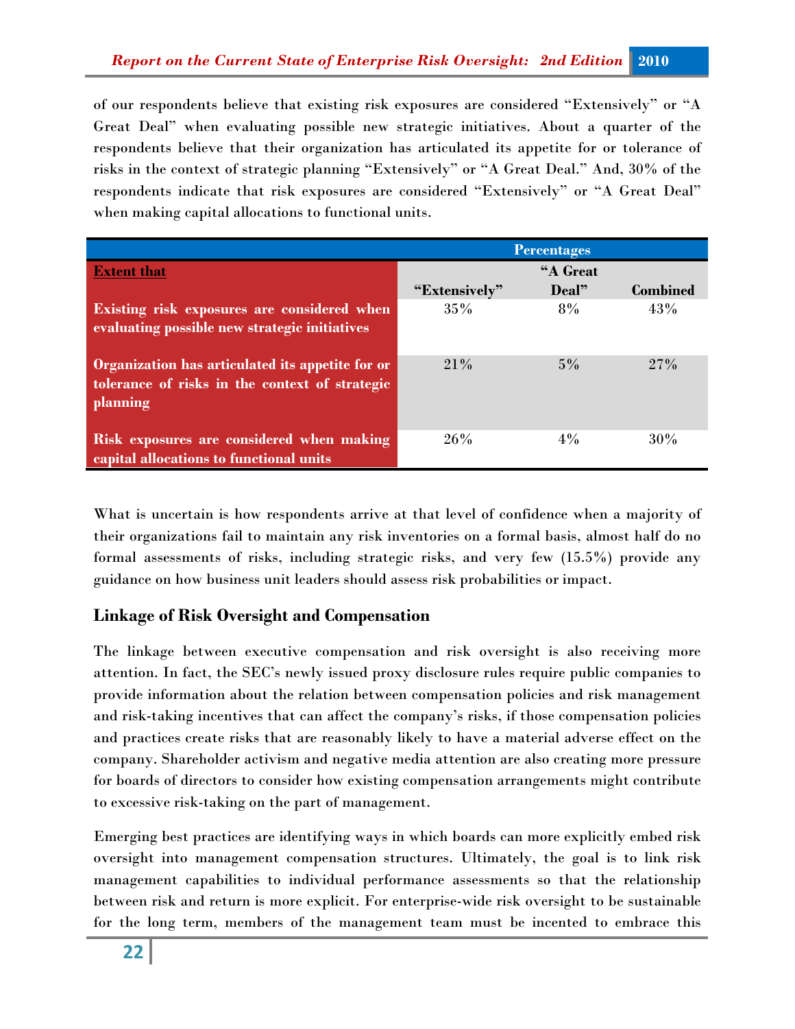of our respondents believe that existing risk exposures are considered "Extensively" or "A Great Deal" when evaluating possible new strategic initiatives. About a quarter of the respondents believe that their organization has articulated its appetite for or tolerance of risks in the context of strategic planning "Extensively" or "A Great Deal." And, 30% of the respondents indicate that risk exposures are considered "Extensively" or "A Great Deal" when making capital allocations to functional units.

| | Percentages | | |
|---|---|---|---|
| **Extent that** | **"Extensively"** | **"A Great Deal"** | **Combined** |
| **Existing risk exposures are considered when evaluating possible new strategic initiatives** | 35% | 8% | 43% |
| **Organization has articulated its appetite for or tolerance of risks in the context of strategic planning** | 21% | 5% | 27% |
| **Risk exposures are considered when making capital allocations to functional units** | 26% | 4% | 30% |

What is uncertain is how respondents arrive at that level of confidence when a majority of their organizations fail to maintain any risk inventories on a formal basis, almost half do no formal assessments of risks, including strategic risks, and very few (15.5%) provide any guidance on how business unit leaders should assess risk probabilities or impact.

## Linkage of Risk Oversight and Compensation

The linkage between executive compensation and risk oversight is also receiving more attention. In fact, the SEC's newly issued proxy disclosure rules require public companies to provide information about the relation between compensation policies and risk management and risk-taking incentives that can affect the company's risks, if those compensation policies and practices create risks that are reasonably likely to have a material adverse effect on the company. Shareholder activism and negative media attention are also creating more pressure for boards of directors to consider how existing compensation arrangements might contribute to excessive risk-taking on the part of management.

Emerging best practices are identifying ways in which boards can more explicitly embed risk oversight into management compensation structures. Ultimately, the goal is to link risk management capabilities to individual performance assessments so that the relationship between risk and return is more explicit. For enterprise-wide risk oversight to be sustainable for the long term, members of the management team must be incented to embrace this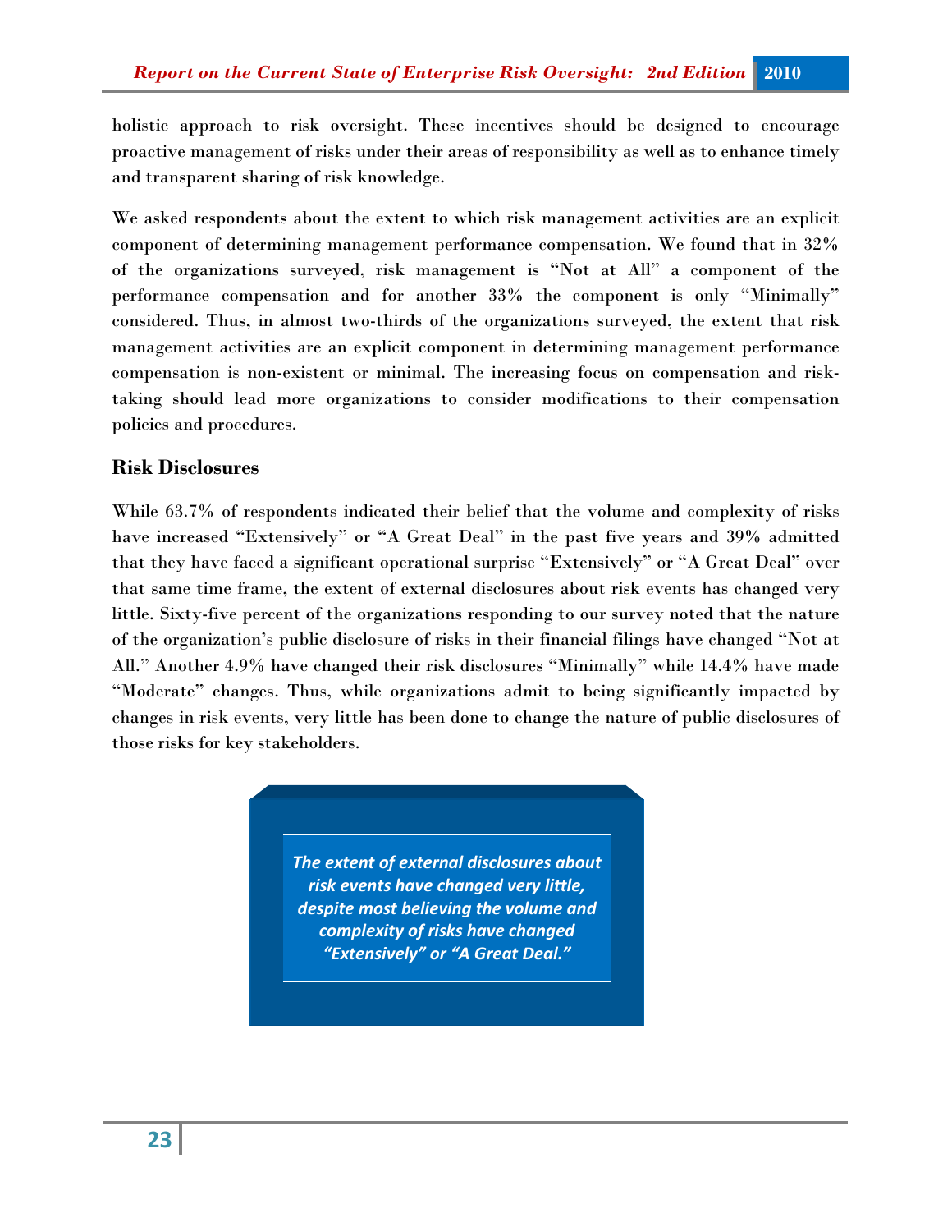holistic approach to risk oversight. These incentives should be designed to encourage proactive management of risks under their areas of responsibility as well as to enhance timely and transparent sharing of risk knowledge.

We asked respondents about the extent to which risk management activities are an explicit component of determining management performance compensation. We found that in 32% of the organizations surveyed, risk management is "Not at All" a component of the performance compensation and for another 33% the component is only "Minimally" considered. Thus, in almost two-thirds of the organizations surveyed, the extent that risk management activities are an explicit component in determining management performance compensation is non-existent or minimal. The increasing focus on compensation and risk-taking should lead more organizations to consider modifications to their compensation policies and procedures.

## Risk Disclosures

While 63.7% of respondents indicated their belief that the volume and complexity of risks have increased "Extensively" or "A Great Deal" in the past five years and 39% admitted that they have faced a significant operational surprise "Extensively" or "A Great Deal" over that same time frame, the extent of external disclosures about risk events has changed very little. Sixty-five percent of the organizations responding to our survey noted that the nature of the organization's public disclosure of risks in their financial filings have changed "Not at All." Another 4.9% have changed their risk disclosures "Minimally" while 14.4% have made "Moderate" changes. Thus, while organizations admit to being significantly impacted by changes in risk events, very little has been done to change the nature of public disclosures of those risks for key stakeholders.

> ***The extent of external disclosures about risk events have changed very little, despite most believing the volume and complexity of risks have changed "Extensively" or "A Great Deal."***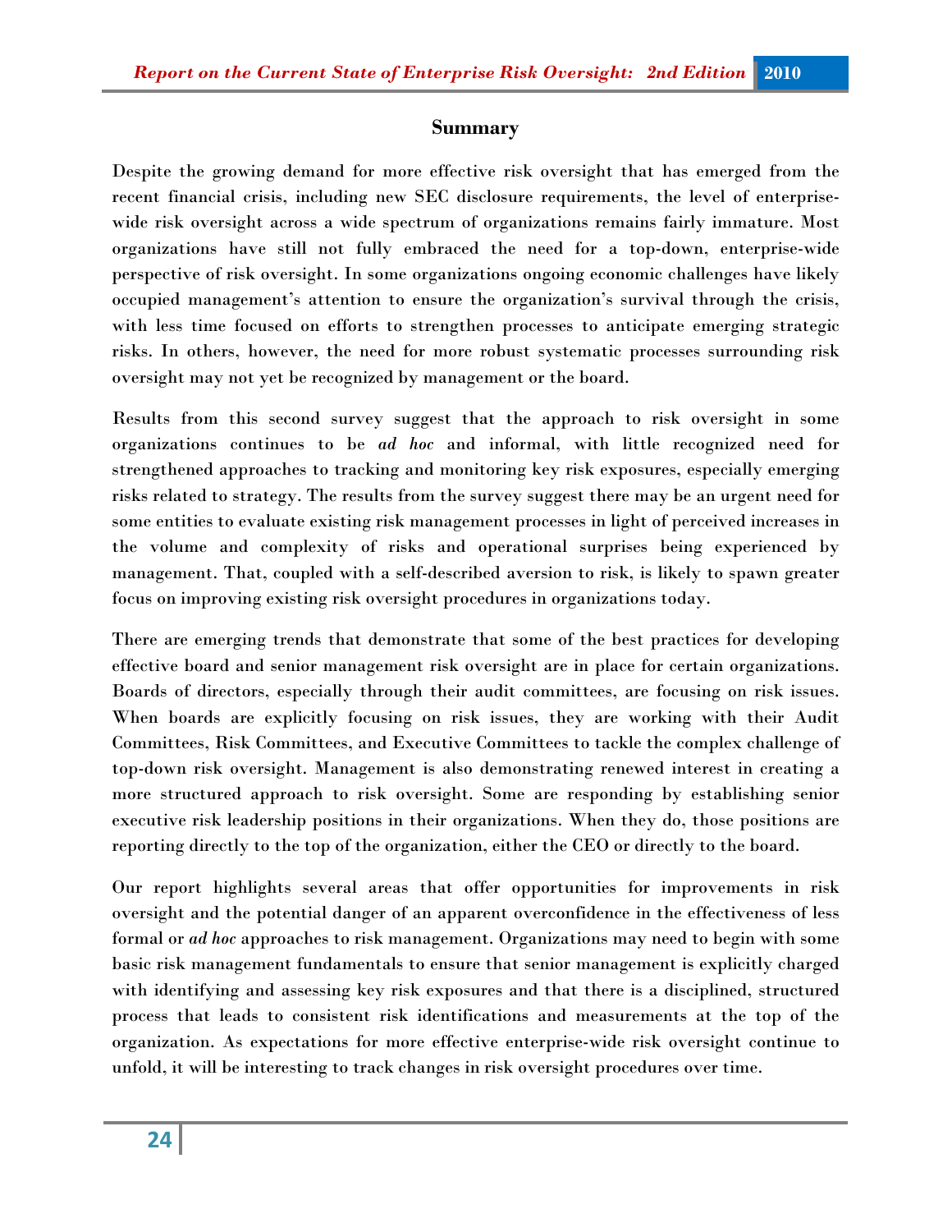## Summary

Despite the growing demand for more effective risk oversight that has emerged from the recent financial crisis, including new SEC disclosure requirements, the level of enterprise-wide risk oversight across a wide spectrum of organizations remains fairly immature. Most organizations have still not fully embraced the need for a top-down, enterprise-wide perspective of risk oversight. In some organizations ongoing economic challenges have likely occupied management's attention to ensure the organization's survival through the crisis, with less time focused on efforts to strengthen processes to anticipate emerging strategic risks. In others, however, the need for more robust systematic processes surrounding risk oversight may not yet be recognized by management or the board.

Results from this second survey suggest that the approach to risk oversight in some organizations continues to be *ad hoc* and informal, with little recognized need for strengthened approaches to tracking and monitoring key risk exposures, especially emerging risks related to strategy. The results from the survey suggest there may be an urgent need for some entities to evaluate existing risk management processes in light of perceived increases in the volume and complexity of risks and operational surprises being experienced by management. That, coupled with a self-described aversion to risk, is likely to spawn greater focus on improving existing risk oversight procedures in organizations today.

There are emerging trends that demonstrate that some of the best practices for developing effective board and senior management risk oversight are in place for certain organizations. Boards of directors, especially through their audit committees, are focusing on risk issues. When boards are explicitly focusing on risk issues, they are working with their Audit Committees, Risk Committees, and Executive Committees to tackle the complex challenge of top-down risk oversight. Management is also demonstrating renewed interest in creating a more structured approach to risk oversight. Some are responding by establishing senior executive risk leadership positions in their organizations. When they do, those positions are reporting directly to the top of the organization, either the CEO or directly to the board.

Our report highlights several areas that offer opportunities for improvements in risk oversight and the potential danger of an apparent overconfidence in the effectiveness of less formal or *ad hoc* approaches to risk management. Organizations may need to begin with some basic risk management fundamentals to ensure that senior management is explicitly charged with identifying and assessing key risk exposures and that there is a disciplined, structured process that leads to consistent risk identifications and measurements at the top of the organization. As expectations for more effective enterprise-wide risk oversight continue to unfold, it will be interesting to track changes in risk oversight procedures over time.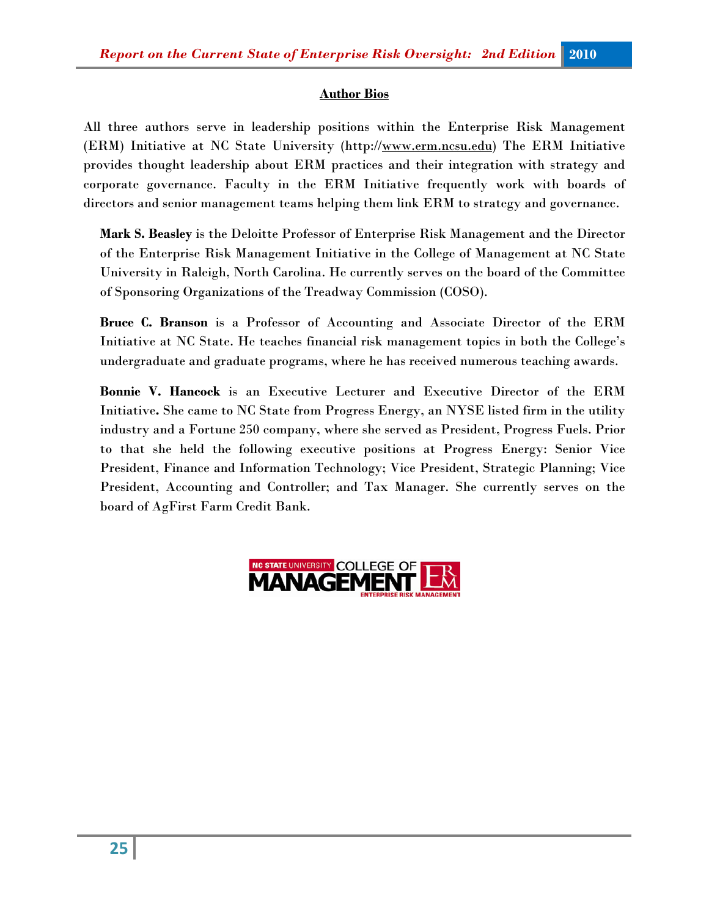## Author Bios

All three authors serve in leadership positions within the Enterprise Risk Management (ERM) Initiative at NC State University (http://www.erm.ncsu.edu) The ERM Initiative provides thought leadership about ERM practices and their integration with strategy and corporate governance. Faculty in the ERM Initiative frequently work with boards of directors and senior management teams helping them link ERM to strategy and governance.

**Mark S. Beasley** is the Deloitte Professor of Enterprise Risk Management and the Director of the Enterprise Risk Management Initiative in the College of Management at NC State University in Raleigh, North Carolina. He currently serves on the board of the Committee of Sponsoring Organizations of the Treadway Commission (COSO).

**Bruce C. Branson** is a Professor of Accounting and Associate Director of the ERM Initiative at NC State. He teaches financial risk management topics in both the College's undergraduate and graduate programs, where he has received numerous teaching awards.

**Bonnie V. Hancock** is an Executive Lecturer and Executive Director of the ERM Initiative**.** She came to NC State from Progress Energy, an NYSE listed firm in the utility industry and a Fortune 250 company, where she served as President, Progress Fuels. Prior to that she held the following executive positions at Progress Energy: Senior Vice President, Finance and Information Technology; Vice President, Strategic Planning; Vice President, Accounting and Controller; and Tax Manager. She currently serves on the board of AgFirst Farm Credit Bank.

NC STATE UNIVERSITY COLLEGE OF MANAGEMENT ERM ENTERPRISE RISK MANAGEMENT